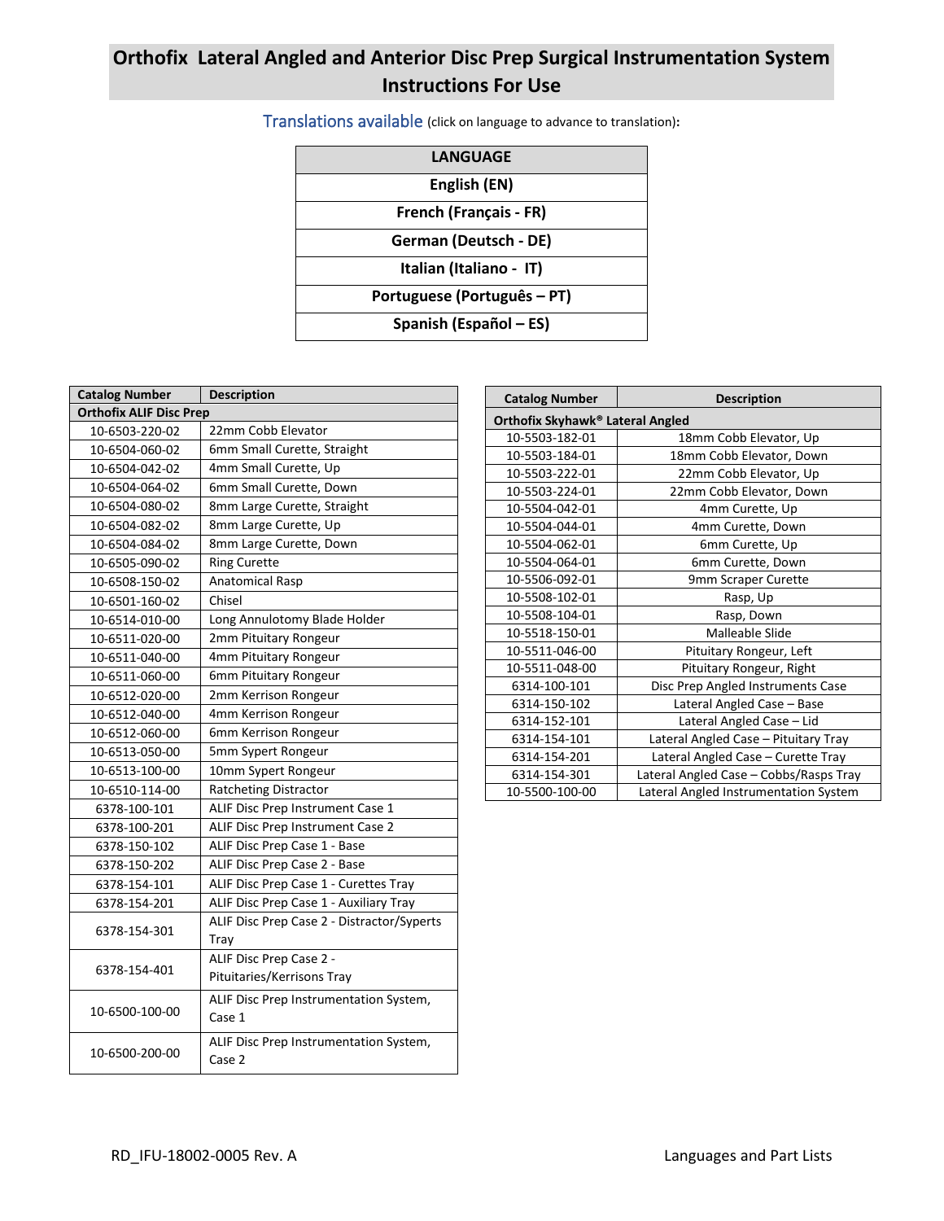# Orthofix Lateral Angled and Anterior Disc Prep Surgical Instrumentation System Instructions For Use

Translations available (click on language to advance to translation):

| LANGUAGE |
|---|
| English (EN) |
| French (Français - FR) |
| German (Deutsch - DE) |
| Italian (Italiano - IT) |
| Portuguese (Português – PT) |
| Spanish (Español – ES) |

| Catalog Number | Description |
|---|---|
| **Orthofix ALIF Disc Prep** | |
| 10-6503-220-02 | 22mm Cobb Elevator |
| 10-6504-060-02 | 6mm Small Curette, Straight |
| 10-6504-042-02 | 4mm Small Curette, Up |
| 10-6504-064-02 | 6mm Small Curette, Down |
| 10-6504-080-02 | 8mm Large Curette, Straight |
| 10-6504-082-02 | 8mm Large Curette, Up |
| 10-6504-084-02 | 8mm Large Curette, Down |
| 10-6505-090-02 | Ring Curette |
| 10-6508-150-02 | Anatomical Rasp |
| 10-6501-160-02 | Chisel |
| 10-6514-010-00 | Long Annulotomy Blade Holder |
| 10-6511-020-00 | 2mm Pituitary Rongeur |
| 10-6511-040-00 | 4mm Pituitary Rongeur |
| 10-6511-060-00 | 6mm Pituitary Rongeur |
| 10-6512-020-00 | 2mm Kerrison Rongeur |
| 10-6512-040-00 | 4mm Kerrison Rongeur |
| 10-6512-060-00 | 6mm Kerrison Rongeur |
| 10-6513-050-00 | 5mm Sypert Rongeur |
| 10-6513-100-00 | 10mm Sypert Rongeur |
| 10-6510-114-00 | Ratcheting Distractor |
| 6378-100-101 | ALIF Disc Prep Instrument Case 1 |
| 6378-100-201 | ALIF Disc Prep Instrument Case 2 |
| 6378-150-102 | ALIF Disc Prep Case 1 - Base |
| 6378-150-202 | ALIF Disc Prep Case 2 - Base |
| 6378-154-101 | ALIF Disc Prep Case 1 - Curettes Tray |
| 6378-154-201 | ALIF Disc Prep Case 1 - Auxiliary Tray |
| 6378-154-301 | ALIF Disc Prep Case 2 - Distractor/Syperts Tray |
| 6378-154-401 | ALIF Disc Prep Case 2 - Pituitaries/Kerrisons Tray |
| 10-6500-100-00 | ALIF Disc Prep Instrumentation System, Case 1 |
| 10-6500-200-00 | ALIF Disc Prep Instrumentation System, Case 2 |

| Catalog Number | Description |
|---|---|
| **Orthofix Skyhawk® Lateral Angled** | |
| 10-5503-182-01 | 18mm Cobb Elevator, Up |
| 10-5503-184-01 | 18mm Cobb Elevator, Down |
| 10-5503-222-01 | 22mm Cobb Elevator, Up |
| 10-5503-224-01 | 22mm Cobb Elevator, Down |
| 10-5504-042-01 | 4mm Curette, Up |
| 10-5504-044-01 | 4mm Curette, Down |
| 10-5504-062-01 | 6mm Curette, Up |
| 10-5504-064-01 | 6mm Curette, Down |
| 10-5506-092-01 | 9mm Scraper Curette |
| 10-5508-102-01 | Rasp, Up |
| 10-5508-104-01 | Rasp, Down |
| 10-5518-150-01 | Malleable Slide |
| 10-5511-046-00 | Pituitary Rongeur, Left |
| 10-5511-048-00 | Pituitary Rongeur, Right |
| 6314-100-101 | Disc Prep Angled Instruments Case |
| 6314-150-102 | Lateral Angled Case – Base |
| 6314-152-101 | Lateral Angled Case – Lid |
| 6314-154-101 | Lateral Angled Case – Pituitary Tray |
| 6314-154-201 | Lateral Angled Case – Curette Tray |
| 6314-154-301 | Lateral Angled Case – Cobbs/Rasps Tray |
| 10-5500-100-00 | Lateral Angled Instrumentation System |

RD_IFU-18002-0005 Rev. A

Languages and Part Lists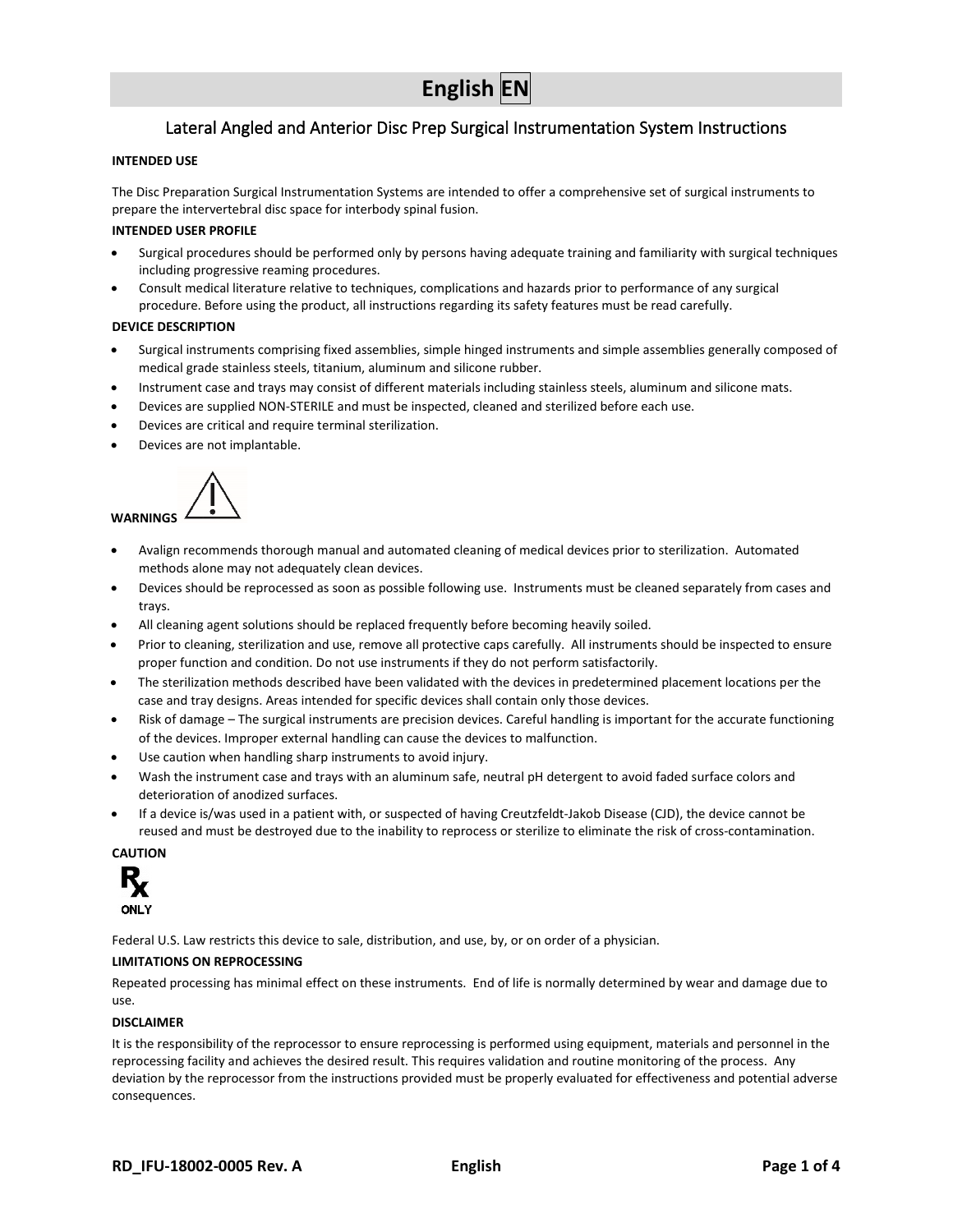# English EN

## Lateral Angled and Anterior Disc Prep Surgical Instrumentation System Instructions

**INTENDED USE**

The Disc Preparation Surgical Instrumentation Systems are intended to offer a comprehensive set of surgical instruments to prepare the intervertebral disc space for interbody spinal fusion.

**INTENDED USER PROFILE**

- Surgical procedures should be performed only by persons having adequate training and familiarity with surgical techniques including progressive reaming procedures.
- Consult medical literature relative to techniques, complications and hazards prior to performance of any surgical procedure. Before using the product, all instructions regarding its safety features must be read carefully.

**DEVICE DESCRIPTION**

- Surgical instruments comprising fixed assemblies, simple hinged instruments and simple assemblies generally composed of medical grade stainless steels, titanium, aluminum and silicone rubber.
- Instrument case and trays may consist of different materials including stainless steels, aluminum and silicone mats.
- Devices are supplied NON-STERILE and must be inspected, cleaned and sterilized before each use.
- Devices are critical and require terminal sterilization.
- Devices are not implantable.

**WARNINGS**

- Avalign recommends thorough manual and automated cleaning of medical devices prior to sterilization. Automated methods alone may not adequately clean devices.
- Devices should be reprocessed as soon as possible following use. Instruments must be cleaned separately from cases and trays.
- All cleaning agent solutions should be replaced frequently before becoming heavily soiled.
- Prior to cleaning, sterilization and use, remove all protective caps carefully. All instruments should be inspected to ensure proper function and condition. Do not use instruments if they do not perform satisfactorily.
- The sterilization methods described have been validated with the devices in predetermined placement locations per the case and tray designs. Areas intended for specific devices shall contain only those devices.
- Risk of damage – The surgical instruments are precision devices. Careful handling is important for the accurate functioning of the devices. Improper external handling can cause the devices to malfunction.
- Use caution when handling sharp instruments to avoid injury.
- Wash the instrument case and trays with an aluminum safe, neutral pH detergent to avoid faded surface colors and deterioration of anodized surfaces.
- If a device is/was used in a patient with, or suspected of having Creutzfeldt-Jakob Disease (CJD), the device cannot be reused and must be destroyed due to the inability to reprocess or sterilize to eliminate the risk of cross-contamination.

**CAUTION**

Rx ONLY

Federal U.S. Law restricts this device to sale, distribution, and use, by, or on order of a physician.

**LIMITATIONS ON REPROCESSING**

Repeated processing has minimal effect on these instruments. End of life is normally determined by wear and damage due to use.

**DISCLAIMER**

It is the responsibility of the reprocessor to ensure reprocessing is performed using equipment, materials and personnel in the reprocessing facility and achieves the desired result. This requires validation and routine monitoring of the process. Any deviation by the reprocessor from the instructions provided must be properly evaluated for effectiveness and potential adverse consequences.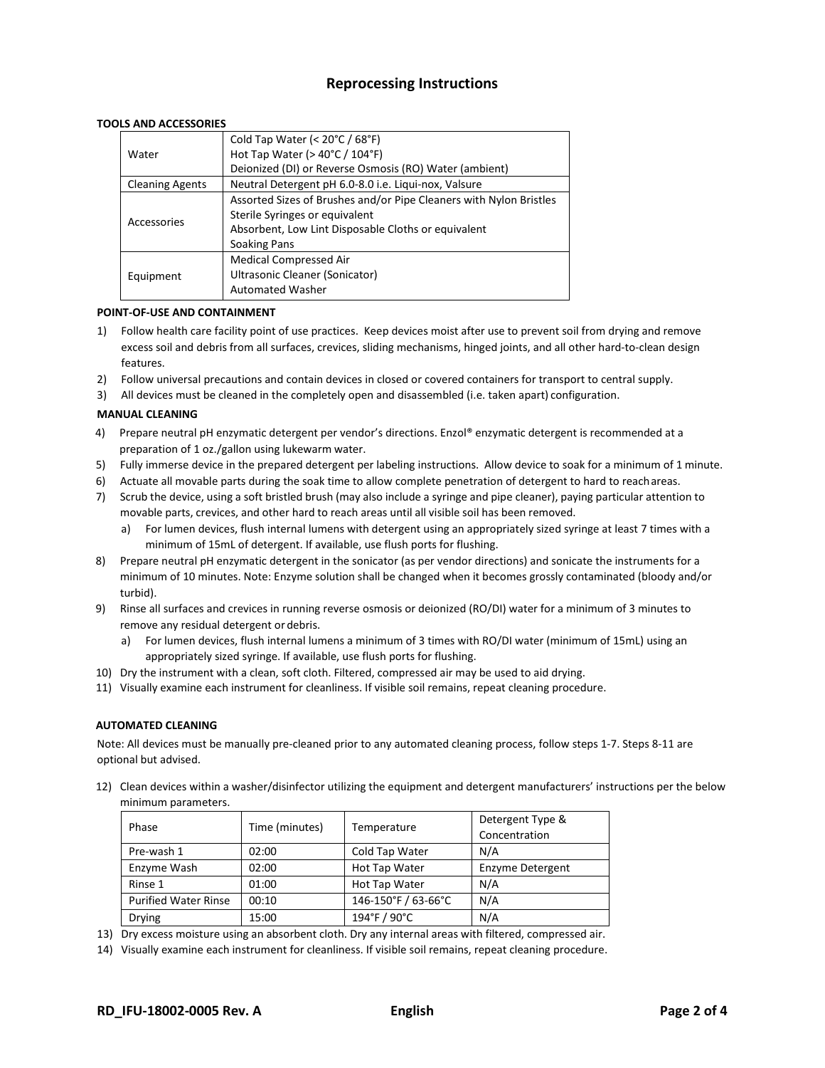## Reprocessing Instructions

**TOOLS AND ACCESSORIES**

| | |
|---|---|
| Water | Cold Tap Water (< 20°C / 68°F)<br>Hot Tap Water (> 40°C / 104°F)<br>Deionized (DI) or Reverse Osmosis (RO) Water (ambient) |
| Cleaning Agents | Neutral Detergent pH 6.0-8.0 i.e. Liqui-nox, Valsure |
| Accessories | Assorted Sizes of Brushes and/or Pipe Cleaners with Nylon Bristles<br>Sterile Syringes or equivalent<br>Absorbent, Low Lint Disposable Cloths or equivalent<br>Soaking Pans |
| Equipment | Medical Compressed Air<br>Ultrasonic Cleaner (Sonicator)<br>Automated Washer |

**POINT-OF-USE AND CONTAINMENT**

1) Follow health care facility point of use practices. Keep devices moist after use to prevent soil from drying and remove excess soil and debris from all surfaces, crevices, sliding mechanisms, hinged joints, and all other hard-to-clean design features.
2) Follow universal precautions and contain devices in closed or covered containers for transport to central supply.
3) All devices must be cleaned in the completely open and disassembled (i.e. taken apart) configuration.

**MANUAL CLEANING**

4) Prepare neutral pH enzymatic detergent per vendor's directions. Enzol® enzymatic detergent is recommended at a preparation of 1 oz./gallon using lukewarm water.
5) Fully immerse device in the prepared detergent per labeling instructions. Allow device to soak for a minimum of 1 minute.
6) Actuate all movable parts during the soak time to allow complete penetration of detergent to hard to reach areas.
7) Scrub the device, using a soft bristled brush (may also include a syringe and pipe cleaner), paying particular attention to movable parts, crevices, and other hard to reach areas until all visible soil has been removed.
   a) For lumen devices, flush internal lumens with detergent using an appropriately sized syringe at least 7 times with a minimum of 15mL of detergent. If available, use flush ports for flushing.
8) Prepare neutral pH enzymatic detergent in the sonicator (as per vendor directions) and sonicate the instruments for a minimum of 10 minutes. Note: Enzyme solution shall be changed when it becomes grossly contaminated (bloody and/or turbid).
9) Rinse all surfaces and crevices in running reverse osmosis or deionized (RO/DI) water for a minimum of 3 minutes to remove any residual detergent or debris.
   a) For lumen devices, flush internal lumens a minimum of 3 times with RO/DI water (minimum of 15mL) using an appropriately sized syringe. If available, use flush ports for flushing.
10) Dry the instrument with a clean, soft cloth. Filtered, compressed air may be used to aid drying.
11) Visually examine each instrument for cleanliness. If visible soil remains, repeat cleaning procedure.

**AUTOMATED CLEANING**

Note: All devices must be manually pre-cleaned prior to any automated cleaning process, follow steps 1-7. Steps 8-11 are optional but advised.

12) Clean devices within a washer/disinfector utilizing the equipment and detergent manufacturers' instructions per the below minimum parameters.

| Phase | Time (minutes) | Temperature | Detergent Type & Concentration |
|---|---|---|---|
| Pre-wash 1 | 02:00 | Cold Tap Water | N/A |
| Enzyme Wash | 02:00 | Hot Tap Water | Enzyme Detergent |
| Rinse 1 | 01:00 | Hot Tap Water | N/A |
| Purified Water Rinse | 00:10 | 146-150°F / 63-66°C | N/A |
| Drying | 15:00 | 194°F / 90°C | N/A |

13) Dry excess moisture using an absorbent cloth. Dry any internal areas with filtered, compressed air.
14) Visually examine each instrument for cleanliness. If visible soil remains, repeat cleaning procedure.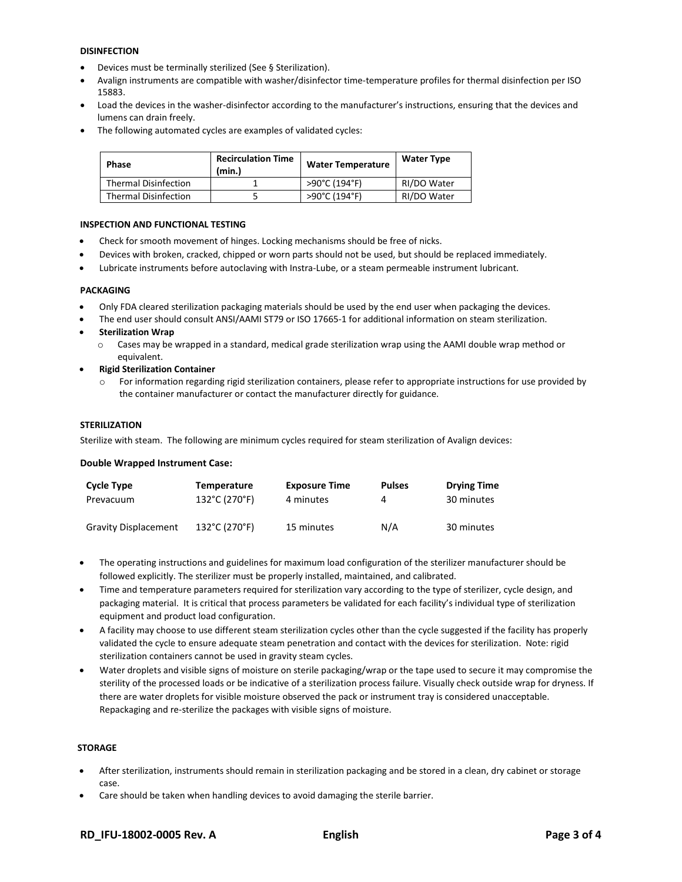## DISINFECTION

- Devices must be terminally sterilized (See § Sterilization).
- Avalign instruments are compatible with washer/disinfector time-temperature profiles for thermal disinfection per ISO 15883.
- Load the devices in the washer-disinfector according to the manufacturer's instructions, ensuring that the devices and lumens can drain freely.
- The following automated cycles are examples of validated cycles:

| Phase | Recirculation Time (min.) | Water Temperature | Water Type |
|---|---|---|---|
| Thermal Disinfection | 1 | >90°C (194°F) | RI/DO Water |
| Thermal Disinfection | 5 | >90°C (194°F) | RI/DO Water |

## INSPECTION AND FUNCTIONAL TESTING

- Check for smooth movement of hinges. Locking mechanisms should be free of nicks.
- Devices with broken, cracked, chipped or worn parts should not be used, but should be replaced immediately.
- Lubricate instruments before autoclaving with Instra-Lube, or a steam permeable instrument lubricant.

## PACKAGING

- Only FDA cleared sterilization packaging materials should be used by the end user when packaging the devices.
- The end user should consult ANSI/AAMI ST79 or ISO 17665-1 for additional information on steam sterilization.
- **Sterilization Wrap**
  - Cases may be wrapped in a standard, medical grade sterilization wrap using the AAMI double wrap method or equivalent.
- **Rigid Sterilization Container**
  - For information regarding rigid sterilization containers, please refer to appropriate instructions for use provided by the container manufacturer or contact the manufacturer directly for guidance.

## STERILIZATION

Sterilize with steam. The following are minimum cycles required for steam sterilization of Avalign devices:

**Double Wrapped Instrument Case:**

| Cycle Type | Temperature | Exposure Time | Pulses | Drying Time |
|---|---|---|---|---|
| Prevacuum | 132°C (270°F) | 4 minutes | 4 | 30 minutes |
| Gravity Displacement | 132°C (270°F) | 15 minutes | N/A | 30 minutes |

- The operating instructions and guidelines for maximum load configuration of the sterilizer manufacturer should be followed explicitly. The sterilizer must be properly installed, maintained, and calibrated.
- Time and temperature parameters required for sterilization vary according to the type of sterilizer, cycle design, and packaging material. It is critical that process parameters be validated for each facility's individual type of sterilization equipment and product load configuration.
- A facility may choose to use different steam sterilization cycles other than the cycle suggested if the facility has properly validated the cycle to ensure adequate steam penetration and contact with the devices for sterilization. Note: rigid sterilization containers cannot be used in gravity steam cycles.
- Water droplets and visible signs of moisture on sterile packaging/wrap or the tape used to secure it may compromise the sterility of the processed loads or be indicative of a sterilization process failure. Visually check outside wrap for dryness. If there are water droplets for visible moisture observed the pack or instrument tray is considered unacceptable. Repackaging and re-sterilize the packages with visible signs of moisture.

## STORAGE

- After sterilization, instruments should remain in sterilization packaging and be stored in a clean, dry cabinet or storage case.
- Care should be taken when handling devices to avoid damaging the sterile barrier.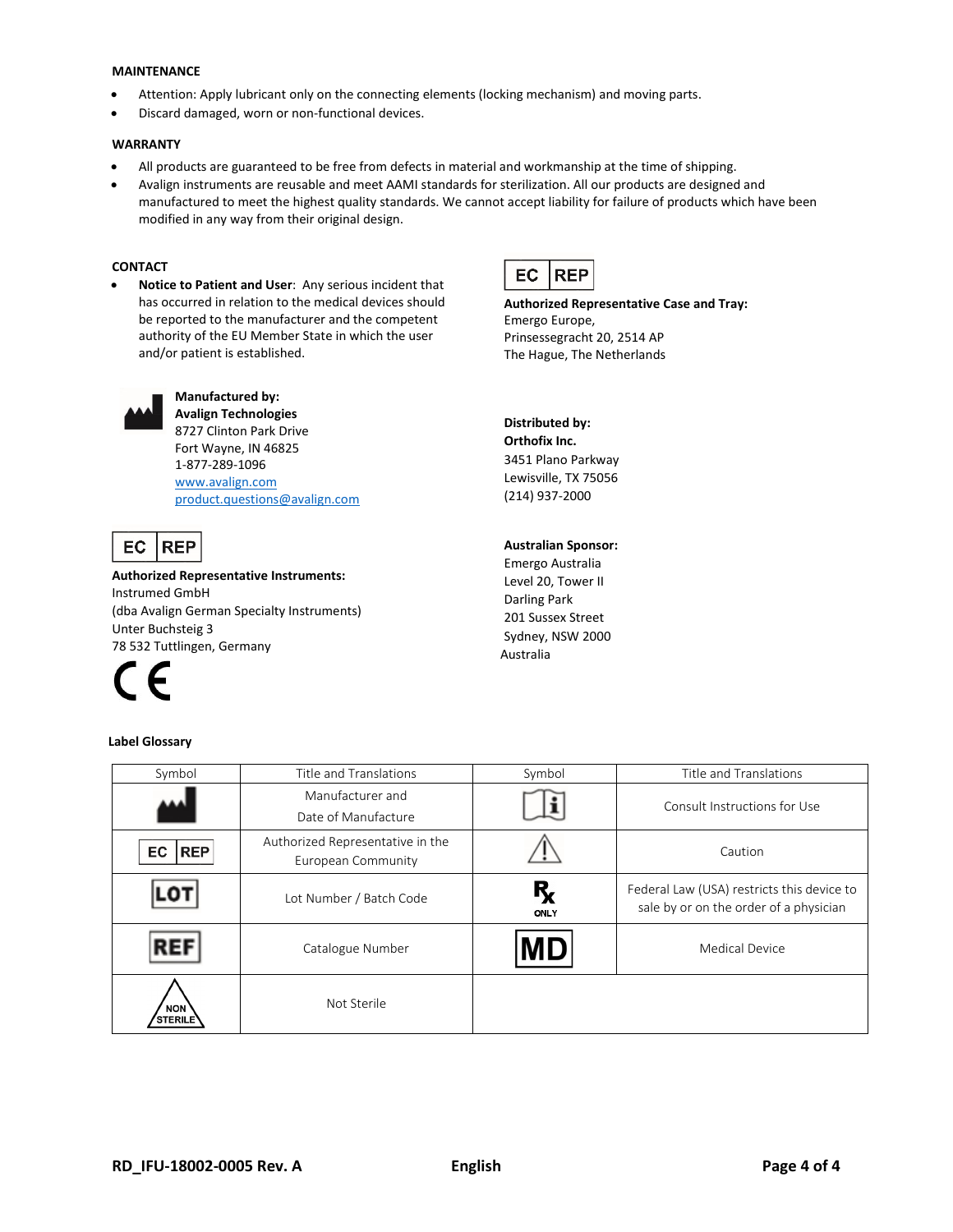**MAINTENANCE**

- Attention: Apply lubricant only on the connecting elements (locking mechanism) and moving parts.
- Discard damaged, worn or non-functional devices.

**WARRANTY**

- All products are guaranteed to be free from defects in material and workmanship at the time of shipping.
- Avalign instruments are reusable and meet AAMI standards for sterilization. All our products are designed and manufactured to meet the highest quality standards. We cannot accept liability for failure of products which have been modified in any way from their original design.

**CONTACT**

- **Notice to Patient and User**: Any serious incident that has occurred in relation to the medical devices should be reported to the manufacturer and the competent authority of the EU Member State in which the user and/or patient is established.

**Manufactured by:**
**Avalign Technologies**
8727 Clinton Park Drive
Fort Wayne, IN 46825
1-877-289-1096
www.avalign.com
product.questions@avalign.com

EC REP

**Authorized Representative Instruments:**
Instrumed GmbH
(dba Avalign German Specialty Instruments)
Unter Buchsteig 3
78 532 Tuttlingen, Germany

CE

EC REP

**Authorized Representative Case and Tray:**
Emergo Europe,
Prinsessegracht 20, 2514 AP
The Hague, The Netherlands

**Distributed by:**
**Orthofix Inc.**
3451 Plano Parkway
Lewisville, TX 75056
(214) 937-2000

**Australian Sponsor:**
Emergo Australia
Level 20, Tower II
Darling Park
201 Sussex Street
Sydney, NSW 2000
Australia

**Label Glossary**

| Symbol | Title and Translations | Symbol | Title and Translations |
| --- | --- | --- | --- |
| (Manufacturer symbol) | Manufacturer and Date of Manufacture | (i) | Consult Instructions for Use |
| EC REP | Authorized Representative in the European Community | ⚠ | Caution |
| LOT | Lot Number / Batch Code | Rx ONLY | Federal Law (USA) restricts this device to sale by or on the order of a physician |
| REF | Catalogue Number | MD | Medical Device |
| NON STERILE | Not Sterile | | |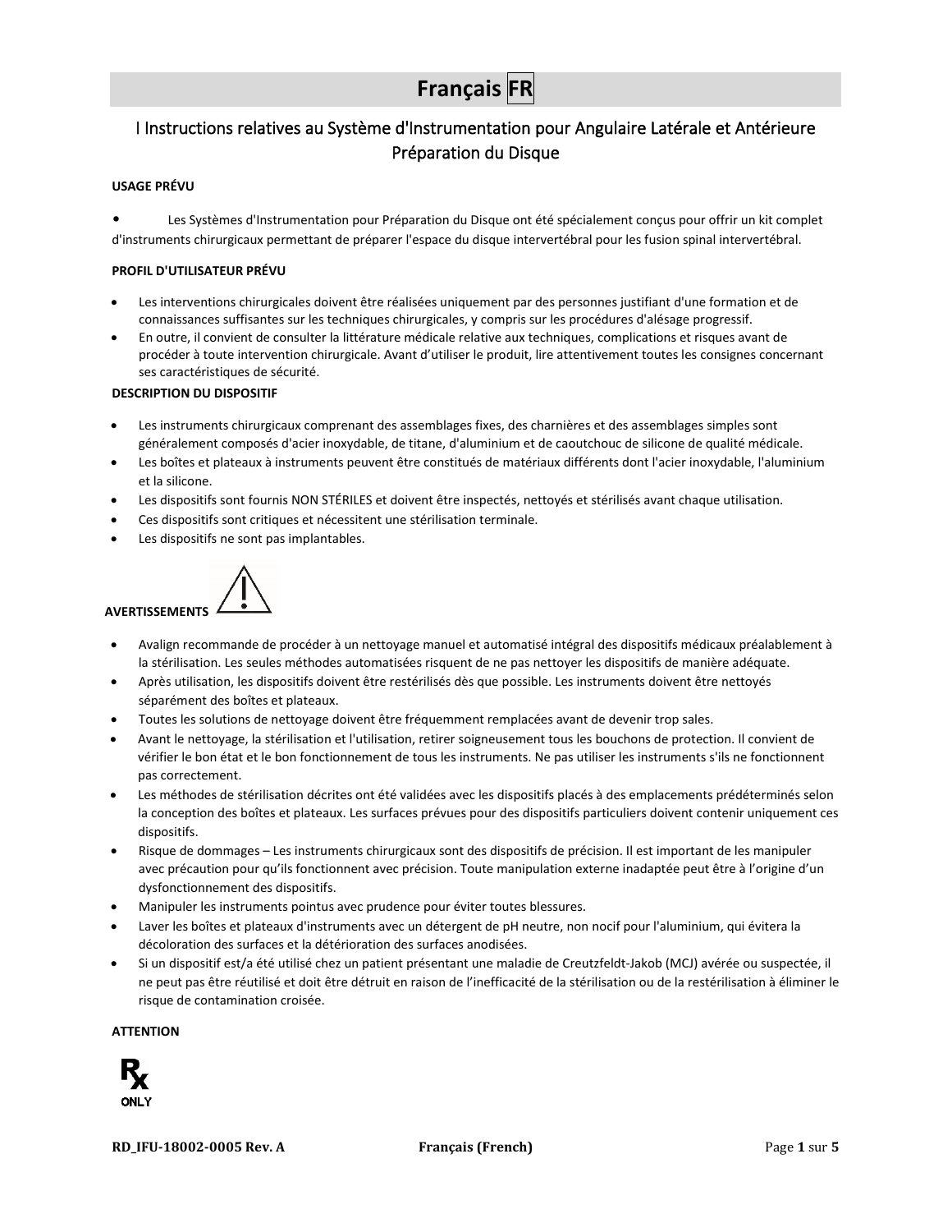# Français FR

## I Instructions relatives au Système d'Instrumentation pour Angulaire Latérale et Antérieure Préparation du Disque

**USAGE PRÉVU**

- Les Systèmes d'Instrumentation pour Préparation du Disque ont été spécialement conçus pour offrir un kit complet d'instruments chirurgicaux permettant de préparer l'espace du disque intervertébral pour les fusion spinal intervertébral.

**PROFIL D'UTILISATEUR PRÉVU**

- Les interventions chirurgicales doivent être réalisées uniquement par des personnes justifiant d'une formation et de connaissances suffisantes sur les techniques chirurgicales, y compris sur les procédures d'alésage progressif.
- En outre, il convient de consulter la littérature médicale relative aux techniques, complications et risques avant de procéder à toute intervention chirurgicale. Avant d'utiliser le produit, lire attentivement toutes les consignes concernant ses caractéristiques de sécurité.

**DESCRIPTION DU DISPOSITIF**

- Les instruments chirurgicaux comprenant des assemblages fixes, des charnières et des assemblages simples sont généralement composés d'acier inoxydable, de titane, d'aluminium et de caoutchouc de silicone de qualité médicale.
- Les boîtes et plateaux à instruments peuvent être constitués de matériaux différents dont l'acier inoxydable, l'aluminium et la silicone.
- Les dispositifs sont fournis NON STÉRILES et doivent être inspectés, nettoyés et stérilisés avant chaque utilisation.
- Ces dispositifs sont critiques et nécessitent une stérilisation terminale.
- Les dispositifs ne sont pas implantables.

**AVERTISSEMENTS**

- Avalign recommande de procéder à un nettoyage manuel et automatisé intégral des dispositifs médicaux préalablement à la stérilisation. Les seules méthodes automatisées risquent de ne pas nettoyer les dispositifs de manière adéquate.
- Après utilisation, les dispositifs doivent être restérilisés dès que possible. Les instruments doivent être nettoyés séparément des boîtes et plateaux.
- Toutes les solutions de nettoyage doivent être fréquemment remplacées avant de devenir trop sales.
- Avant le nettoyage, la stérilisation et l'utilisation, retirer soigneusement tous les bouchons de protection. Il convient de vérifier le bon état et le bon fonctionnement de tous les instruments. Ne pas utiliser les instruments s'ils ne fonctionnent pas correctement.
- Les méthodes de stérilisation décrites ont été validées avec les dispositifs placés à des emplacements prédéterminés selon la conception des boîtes et plateaux. Les surfaces prévues pour des dispositifs particuliers doivent contenir uniquement ces dispositifs.
- Risque de dommages – Les instruments chirurgicaux sont des dispositifs de précision. Il est important de les manipuler avec précaution pour qu'ils fonctionnent avec précision. Toute manipulation externe inadaptée peut être à l'origine d'un dysfonctionnement des dispositifs.
- Manipuler les instruments pointus avec prudence pour éviter toutes blessures.
- Laver les boîtes et plateaux d'instruments avec un détergent de pH neutre, non nocif pour l'aluminium, qui évitera la décoloration des surfaces et la détérioration des surfaces anodisées.
- Si un dispositif est/a été utilisé chez un patient présentant une maladie de Creutzfeldt-Jakob (MCJ) avérée ou suspectée, il ne peut pas être réutilisé et doit être détruit en raison de l'inefficacité de la stérilisation ou de la restérilisation à éliminer le risque de contamination croisée.

**ATTENTION**

Rx ONLY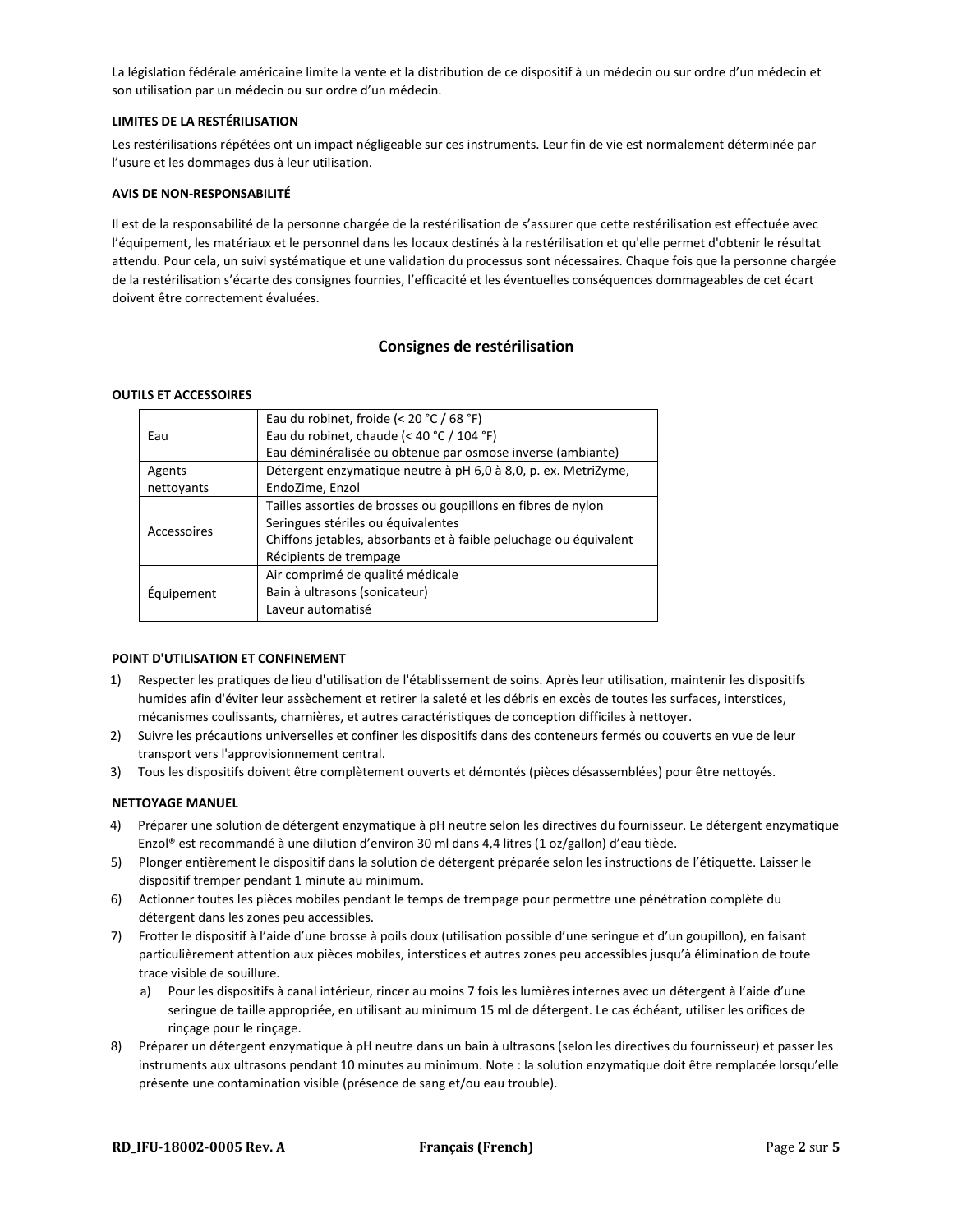La législation fédérale américaine limite la vente et la distribution de ce dispositif à un médecin ou sur ordre d'un médecin et son utilisation par un médecin ou sur ordre d'un médecin.

**LIMITES DE LA RESTÉRILISATION**

Les restérilisations répétées ont un impact négligeable sur ces instruments. Leur fin de vie est normalement déterminée par l'usure et les dommages dus à leur utilisation.

**AVIS DE NON-RESPONSABILITÉ**

Il est de la responsabilité de la personne chargée de la restérilisation de s'assurer que cette restérilisation est effectuée avec l'équipement, les matériaux et le personnel dans les locaux destinés à la restérilisation et qu'elle permet d'obtenir le résultat attendu. Pour cela, un suivi systématique et une validation du processus sont nécessaires. Chaque fois que la personne chargée de la restérilisation s'écarte des consignes fournies, l'efficacité et les éventuelles conséquences dommageables de cet écart doivent être correctement évaluées.

## Consignes de restérilisation

**OUTILS ET ACCESSOIRES**

| | |
|---|---|
| Eau | Eau du robinet, froide (< 20 °C / 68 °F)<br>Eau du robinet, chaude (< 40 °C / 104 °F)<br>Eau déminéralisée ou obtenue par osmose inverse (ambiante) |
| Agents nettoyants | Détergent enzymatique neutre à pH 6,0 à 8,0, p. ex. MetriZyme, EndoZime, Enzol |
| Accessoires | Tailles assorties de brosses ou goupillons en fibres de nylon<br>Seringues stériles ou équivalentes<br>Chiffons jetables, absorbants et à faible peluchage ou équivalent<br>Récipients de trempage |
| Équipement | Air comprimé de qualité médicale<br>Bain à ultrasons (sonicateur)<br>Laveur automatisé |

**POINT D'UTILISATION ET CONFINEMENT**

1) Respecter les pratiques de lieu d'utilisation de l'établissement de soins. Après leur utilisation, maintenir les dispositifs humides afin d'éviter leur assèchement et retirer la saleté et les débris en excès de toutes les surfaces, interstices, mécanismes coulissants, charnières, et autres caractéristiques de conception difficiles à nettoyer.
2) Suivre les précautions universelles et confiner les dispositifs dans des conteneurs fermés ou couverts en vue de leur transport vers l'approvisionnement central.
3) Tous les dispositifs doivent être complètement ouverts et démontés (pièces désassemblées) pour être nettoyés.

**NETTOYAGE MANUEL**

4) Préparer une solution de détergent enzymatique à pH neutre selon les directives du fournisseur. Le détergent enzymatique Enzol® est recommandé à une dilution d'environ 30 ml dans 4,4 litres (1 oz/gallon) d'eau tiède.
5) Plonger entièrement le dispositif dans la solution de détergent préparée selon les instructions de l'étiquette. Laisser le dispositif tremper pendant 1 minute au minimum.
6) Actionner toutes les pièces mobiles pendant le temps de trempage pour permettre une pénétration complète du détergent dans les zones peu accessibles.
7) Frotter le dispositif à l'aide d'une brosse à poils doux (utilisation possible d'une seringue et d'un goupillon), en faisant particulièrement attention aux pièces mobiles, interstices et autres zones peu accessibles jusqu'à élimination de toute trace visible de souillure.
   a) Pour les dispositifs à canal intérieur, rincer au moins 7 fois les lumières internes avec un détergent à l'aide d'une seringue de taille appropriée, en utilisant au minimum 15 ml de détergent. Le cas échéant, utiliser les orifices de rinçage pour le rinçage.
8) Préparer un détergent enzymatique à pH neutre dans un bain à ultrasons (selon les directives du fournisseur) et passer les instruments aux ultrasons pendant 10 minutes au minimum. Note : la solution enzymatique doit être remplacée lorsqu'elle présente une contamination visible (présence de sang et/ou eau trouble).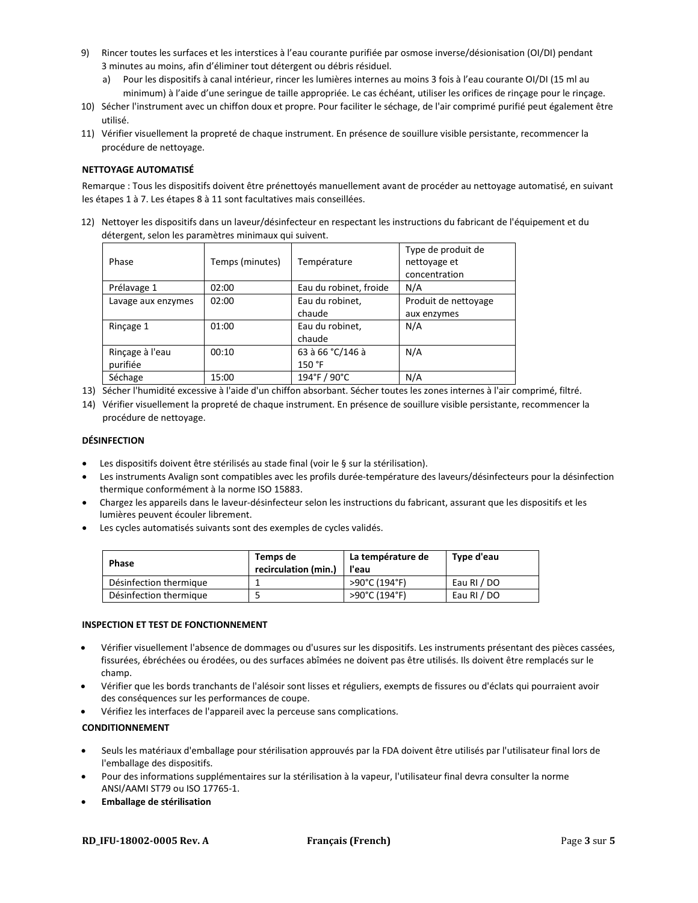9) Rincer toutes les surfaces et les interstices à l'eau courante purifiée par osmose inverse/désionisation (OI/DI) pendant 3 minutes au moins, afin d'éliminer tout détergent ou débris résiduel.
   a) Pour les dispositifs à canal intérieur, rincer les lumières internes au moins 3 fois à l'eau courante OI/DI (15 ml au minimum) à l'aide d'une seringue de taille appropriée. Le cas échéant, utiliser les orifices de rinçage pour le rinçage.
10) Sécher l'instrument avec un chiffon doux et propre. Pour faciliter le séchage, de l'air comprimé purifié peut également être utilisé.
11) Vérifier visuellement la propreté de chaque instrument. En présence de souillure visible persistante, recommencer la procédure de nettoyage.

**NETTOYAGE AUTOMATISÉ**

Remarque : Tous les dispositifs doivent être prénettoyés manuellement avant de procéder au nettoyage automatisé, en suivant les étapes 1 à 7. Les étapes 8 à 11 sont facultatives mais conseillées.

12) Nettoyer les dispositifs dans un laveur/désinfecteur en respectant les instructions du fabricant de l'équipement et du détergent, selon les paramètres minimaux qui suivent.

| Phase | Temps (minutes) | Température | Type de produit de nettoyage et concentration |
|---|---|---|---|
| Prélavage 1 | 02:00 | Eau du robinet, froide | N/A |
| Lavage aux enzymes | 02:00 | Eau du robinet, chaude | Produit de nettoyage aux enzymes |
| Rinçage 1 | 01:00 | Eau du robinet, chaude | N/A |
| Rinçage à l'eau purifiée | 00:10 | 63 à 66 °C/146 à 150 °F | N/A |
| Séchage | 15:00 | 194°F / 90°C | N/A |

13) Sécher l'humidité excessive à l'aide d'un chiffon absorbant. Sécher toutes les zones internes à l'air comprimé, filtré.
14) Vérifier visuellement la propreté de chaque instrument. En présence de souillure visible persistante, recommencer la procédure de nettoyage.

**DÉSINFECTION**

- Les dispositifs doivent être stérilisés au stade final (voir le § sur la stérilisation).
- Les instruments Avalign sont compatibles avec les profils durée-température des laveurs/désinfecteurs pour la désinfection thermique conformément à la norme ISO 15883.
- Chargez les appareils dans le laveur-désinfecteur selon les instructions du fabricant, assurant que les dispositifs et les lumières peuvent écouler librement.
- Les cycles automatisés suivants sont des exemples de cycles validés.

| **Phase** | **Temps de recirculation (min.)** | **La température de l'eau** | **Type d'eau** |
|---|---|---|---|
| Désinfection thermique | 1 | >90°C (194°F) | Eau RI / DO |
| Désinfection thermique | 5 | >90°C (194°F) | Eau RI / DO |

**INSPECTION ET TEST DE FONCTIONNEMENT**

- Vérifier visuellement l'absence de dommages ou d'usures sur les dispositifs. Les instruments présentant des pièces cassées, fissurées, ébréchées ou érodées, ou des surfaces abîmées ne doivent pas être utilisés. Ils doivent être remplacés sur le champ.
- Vérifier que les bords tranchants de l'alésoir sont lisses et réguliers, exempts de fissures ou d'éclats qui pourraient avoir des conséquences sur les performances de coupe.
- Vérifiez les interfaces de l'appareil avec la perceuse sans complications.

**CONDITIONNEMENT**

- Seuls les matériaux d'emballage pour stérilisation approuvés par la FDA doivent être utilisés par l'utilisateur final lors de l'emballage des dispositifs.
- Pour des informations supplémentaires sur la stérilisation à la vapeur, l'utilisateur final devra consulter la norme ANSI/AAMI ST79 ou ISO 17765-1.
- **Emballage de stérilisation**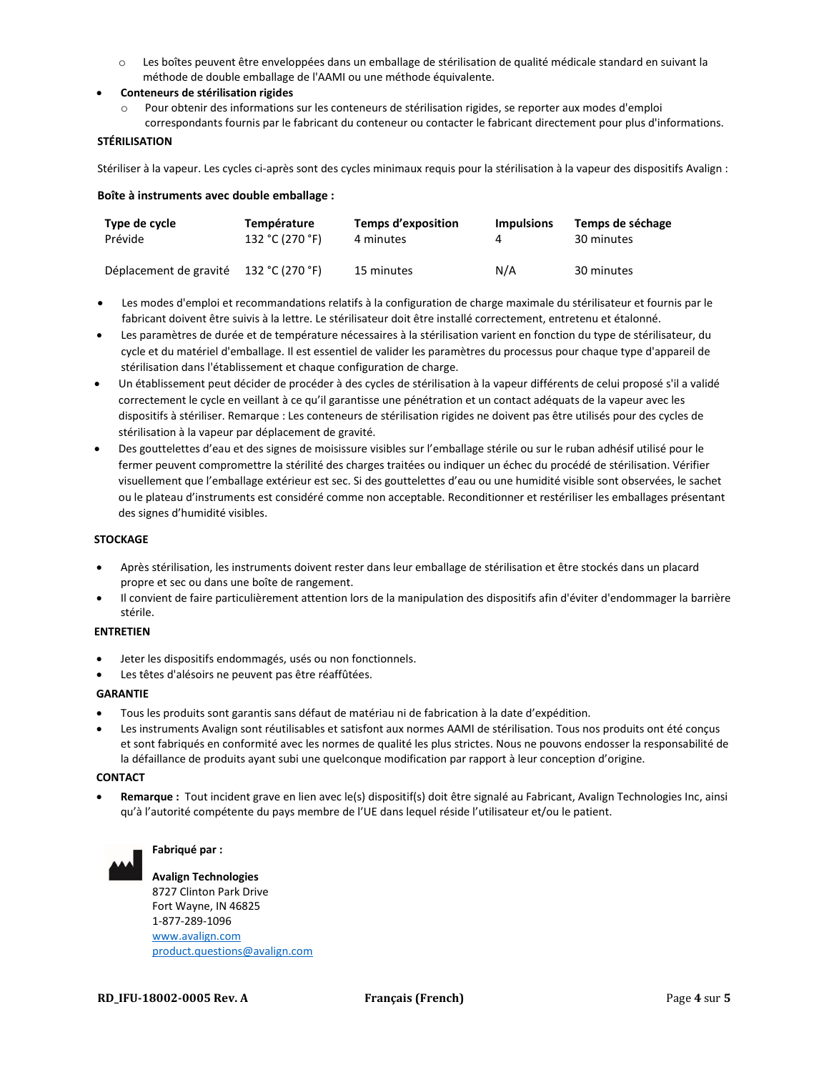- Les boîtes peuvent être enveloppées dans un emballage de stérilisation de qualité médicale standard en suivant la méthode de double emballage de l'AAMI ou une méthode équivalente.

- **Conteneurs de stérilisation rigides**
  - Pour obtenir des informations sur les conteneurs de stérilisation rigides, se reporter aux modes d'emploi correspondants fournis par le fabricant du conteneur ou contacter le fabricant directement pour plus d'informations.

**STÉRILISATION**

Stériliser à la vapeur. Les cycles ci-après sont des cycles minimaux requis pour la stérilisation à la vapeur des dispositifs Avalign :

**Boîte à instruments avec double emballage :**

| Type de cycle | Température | Temps d'exposition | Impulsions | Temps de séchage |
|---|---|---|---|---|
| Prévide | 132 °C (270 °F) | 4 minutes | 4 | 30 minutes |
| Déplacement de gravité | 132 °C (270 °F) | 15 minutes | N/A | 30 minutes |

- Les modes d'emploi et recommandations relatifs à la configuration de charge maximale du stérilisateur et fournis par le fabricant doivent être suivis à la lettre. Le stérilisateur doit être installé correctement, entretenu et étalonné.
- Les paramètres de durée et de température nécessaires à la stérilisation varient en fonction du type de stérilisateur, du cycle et du matériel d'emballage. Il est essentiel de valider les paramètres du processus pour chaque type d'appareil de stérilisation dans l'établissement et chaque configuration de charge.
- Un établissement peut décider de procéder à des cycles de stérilisation à la vapeur différents de celui proposé s'il a validé correctement le cycle en veillant à ce qu'il garantisse une pénétration et un contact adéquats de la vapeur avec les dispositifs à stériliser. Remarque : Les conteneurs de stérilisation rigides ne doivent pas être utilisés pour des cycles de stérilisation à la vapeur par déplacement de gravité.
- Des gouttelettes d'eau et des signes de moisissure visibles sur l'emballage stérile ou sur le ruban adhésif utilisé pour le fermer peuvent compromettre la stérilité des charges traitées ou indiquer un échec du procédé de stérilisation. Vérifier visuellement que l'emballage extérieur est sec. Si des gouttelettes d'eau ou une humidité visible sont observées, le sachet ou le plateau d'instruments est considéré comme non acceptable. Reconditionner et restériliser les emballages présentant des signes d'humidité visibles.

**STOCKAGE**

- Après stérilisation, les instruments doivent rester dans leur emballage de stérilisation et être stockés dans un placard propre et sec ou dans une boîte de rangement.
- Il convient de faire particulièrement attention lors de la manipulation des dispositifs afin d'éviter d'endommager la barrière stérile.

**ENTRETIEN**

- Jeter les dispositifs endommagés, usés ou non fonctionnels.
- Les têtes d'alésoirs ne peuvent pas être réaffûtées.

**GARANTIE**

- Tous les produits sont garantis sans défaut de matériau ni de fabrication à la date d'expédition.
- Les instruments Avalign sont réutilisables et satisfont aux normes AAMI de stérilisation. Tous nos produits ont été conçus et sont fabriqués en conformité avec les normes de qualité les plus strictes. Nous ne pouvons endosser la responsabilité de la défaillance de produits ayant subi une quelconque modification par rapport à leur conception d'origine.

**CONTACT**

- **Remarque :** Tout incident grave en lien avec le(s) dispositif(s) doit être signalé au Fabricant, Avalign Technologies Inc, ainsi qu'à l'autorité compétente du pays membre de l'UE dans lequel réside l'utilisateur et/ou le patient.

**Fabriqué par :**

**Avalign Technologies**
8727 Clinton Park Drive
Fort Wayne, IN 46825
1-877-289-1096
www.avalign.com
product.questions@avalign.com

RD_IFU-18002-0005 Rev. A    Français (French)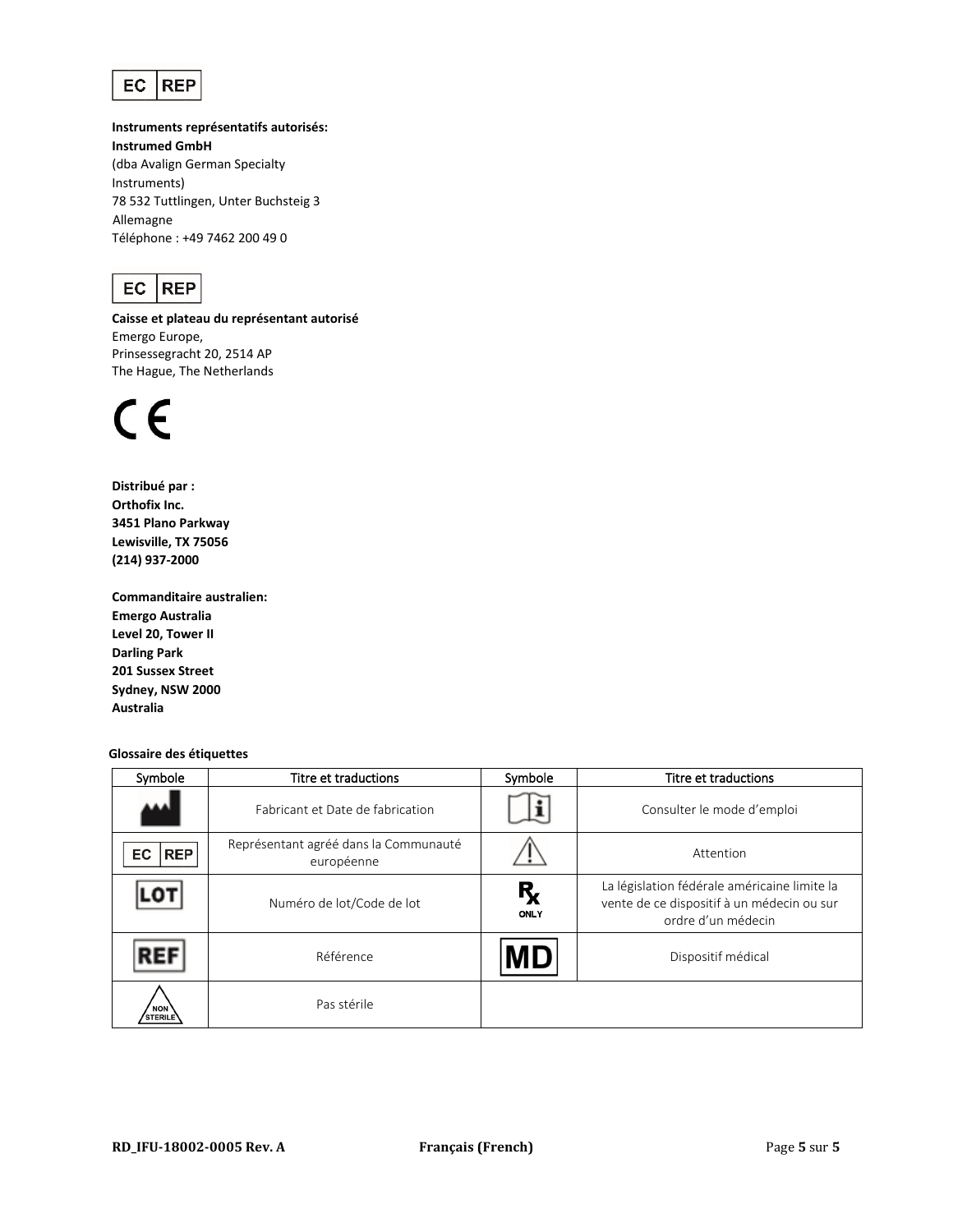EC REP

**Instruments représentatifs autorisés:**
**Instrumed GmbH**
(dba Avalign German Specialty Instruments)
78 532 Tuttlingen, Unter Buchsteig 3
Allemagne
Téléphone : +49 7462 200 49 0

EC REP

**Caisse et plateau du représentant autorisé**
Emergo Europe,
Prinsessegracht 20, 2514 AP
The Hague, The Netherlands

CE

**Distribué par :**
**Orthofix Inc.**
**3451 Plano Parkway**
**Lewisville, TX 75056**
**(214) 937-2000**

**Commanditaire australien:**
**Emergo Australia**
**Level 20, Tower II**
**Darling Park**
**201 Sussex Street**
**Sydney, NSW 2000**
**Australia**

**Glossaire des étiquettes**

| Symbole | Titre et traductions | Symbole | Titre et traductions |
|---|---|---|---|
| | Fabricant et Date de fabrication | | Consulter le mode d'emploi |
| EC REP | Représentant agréé dans la Communauté européenne | | Attention |
| LOT | Numéro de lot/Code de lot | Rx ONLY | La législation fédérale américaine limite la vente de ce dispositif à un médecin ou sur ordre d'un médecin |
| REF | Référence | MD | Dispositif médical |
| NON STERILE | Pas stérile | | |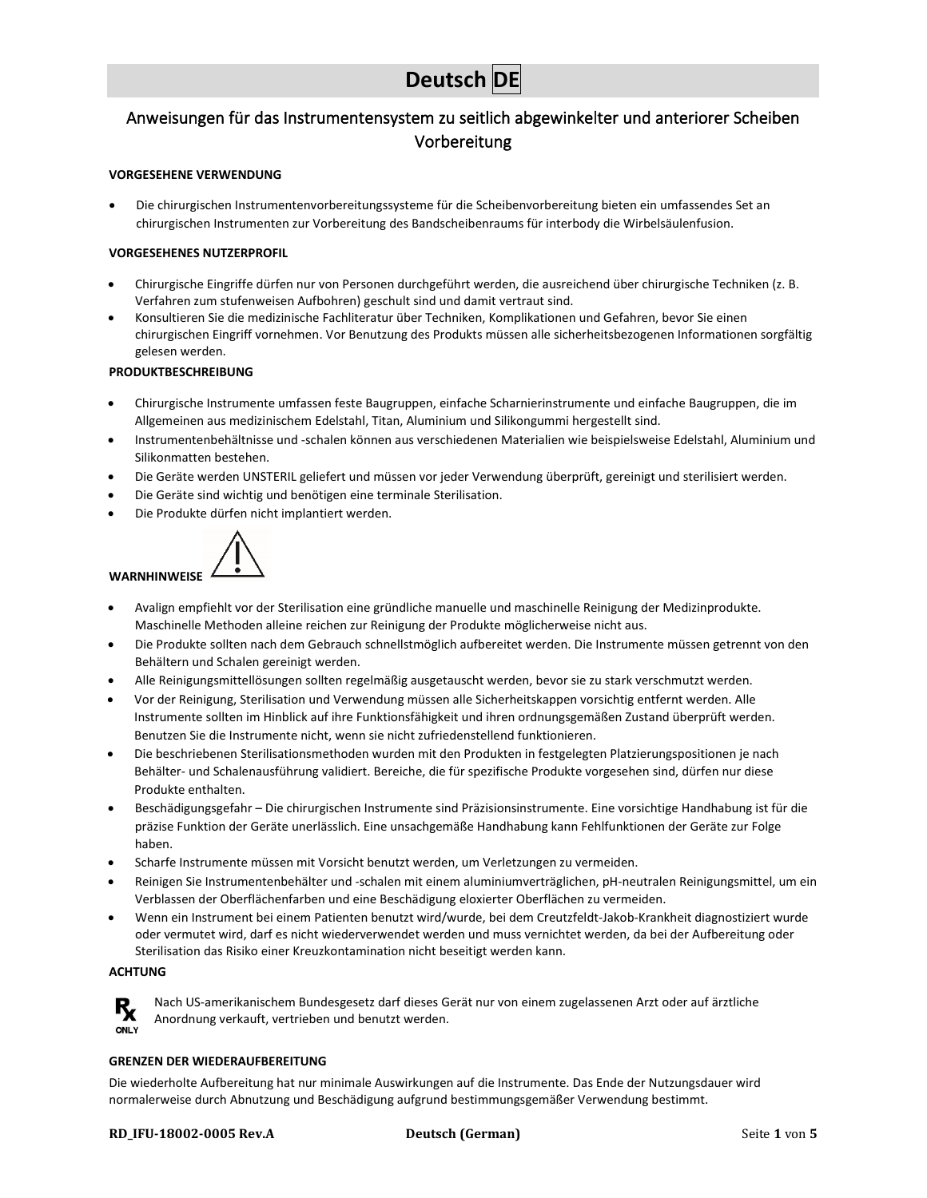# Deutsch DE

## Anweisungen für das Instrumentensystem zu seitlich abgewinkelter und anteriorer Scheiben Vorbereitung

**VORGESEHENE VERWENDUNG**

- Die chirurgischen Instrumentenvorbereitungssysteme für die Scheibenvorbereitung bieten ein umfassendes Set an chirurgischen Instrumenten zur Vorbereitung des Bandscheibenraums für interbody die Wirbelsäulenfusion.

**VORGESEHENES NUTZERPROFIL**

- Chirurgische Eingriffe dürfen nur von Personen durchgeführt werden, die ausreichend über chirurgische Techniken (z. B. Verfahren zum stufenweisen Aufbohren) geschult sind und damit vertraut sind.
- Konsultieren Sie die medizinische Fachliteratur über Techniken, Komplikationen und Gefahren, bevor Sie einen chirurgischen Eingriff vornehmen. Vor Benutzung des Produkts müssen alle sicherheitsbezogenen Informationen sorgfältig gelesen werden.

**PRODUKTBESCHREIBUNG**

- Chirurgische Instrumente umfassen feste Baugruppen, einfache Scharnierinstrumente und einfache Baugruppen, die im Allgemeinen aus medizinischem Edelstahl, Titan, Aluminium und Silikongummi hergestellt sind.
- Instrumentenbehältnisse und -schalen können aus verschiedenen Materialien wie beispielsweise Edelstahl, Aluminium und Silikonmatten bestehen.
- Die Geräte werden UNSTERIL geliefert und müssen vor jeder Verwendung überprüft, gereinigt und sterilisiert werden.
- Die Geräte sind wichtig und benötigen eine terminale Sterilisation.
- Die Produkte dürfen nicht implantiert werden.

**WARNHINWEISE**

- Avalign empfiehlt vor der Sterilisation eine gründliche manuelle und maschinelle Reinigung der Medizinprodukte. Maschinelle Methoden alleine reichen zur Reinigung der Produkte möglicherweise nicht aus.
- Die Produkte sollten nach dem Gebrauch schnellstmöglich aufbereitet werden. Die Instrumente müssen getrennt von den Behältern und Schalen gereinigt werden.
- Alle Reinigungsmittellösungen sollten regelmäßig ausgetauscht werden, bevor sie zu stark verschmutzt werden.
- Vor der Reinigung, Sterilisation und Verwendung müssen alle Sicherheitskappen vorsichtig entfernt werden. Alle Instrumente sollten im Hinblick auf ihre Funktionsfähigkeit und ihren ordnungsgemäßen Zustand überprüft werden. Benutzen Sie die Instrumente nicht, wenn sie nicht zufriedenstellend funktionieren.
- Die beschriebenen Sterilisationsmethoden wurden mit den Produkten in festgelegten Platzierungspositionen je nach Behälter- und Schalenausführung validiert. Bereiche, die für spezifische Produkte vorgesehen sind, dürfen nur diese Produkte enthalten.
- Beschädigungsgefahr – Die chirurgischen Instrumente sind Präzisionsinstrumente. Eine vorsichtige Handhabung ist für die präzise Funktion der Geräte unerlässlich. Eine unsachgemäße Handhabung kann Fehlfunktionen der Geräte zur Folge haben.
- Scharfe Instrumente müssen mit Vorsicht benutzt werden, um Verletzungen zu vermeiden.
- Reinigen Sie Instrumentenbehälter und -schalen mit einem aluminiumverträglichen, pH-neutralen Reinigungsmittel, um ein Verblassen der Oberflächenfarben und eine Beschädigung eloxierter Oberflächen zu vermeiden.
- Wenn ein Instrument bei einem Patienten benutzt wird/wurde, bei dem Creutzfeldt-Jakob-Krankheit diagnostiziert wurde oder vermutet wird, darf es nicht wiederverwendet werden und muss vernichtet werden, da bei der Aufbereitung oder Sterilisation das Risiko einer Kreuzkontamination nicht beseitigt werden kann.

**ACHTUNG**

Rx ONLY

Nach US-amerikanischem Bundesgesetz darf dieses Gerät nur von einem zugelassenen Arzt oder auf ärztliche Anordnung verkauft, vertrieben und benutzt werden.

**GRENZEN DER WIEDERAUFBEREITUNG**

Die wiederholte Aufbereitung hat nur minimale Auswirkungen auf die Instrumente. Das Ende der Nutzungsdauer wird normalerweise durch Abnutzung und Beschädigung aufgrund bestimmungsgemäßer Verwendung bestimmt.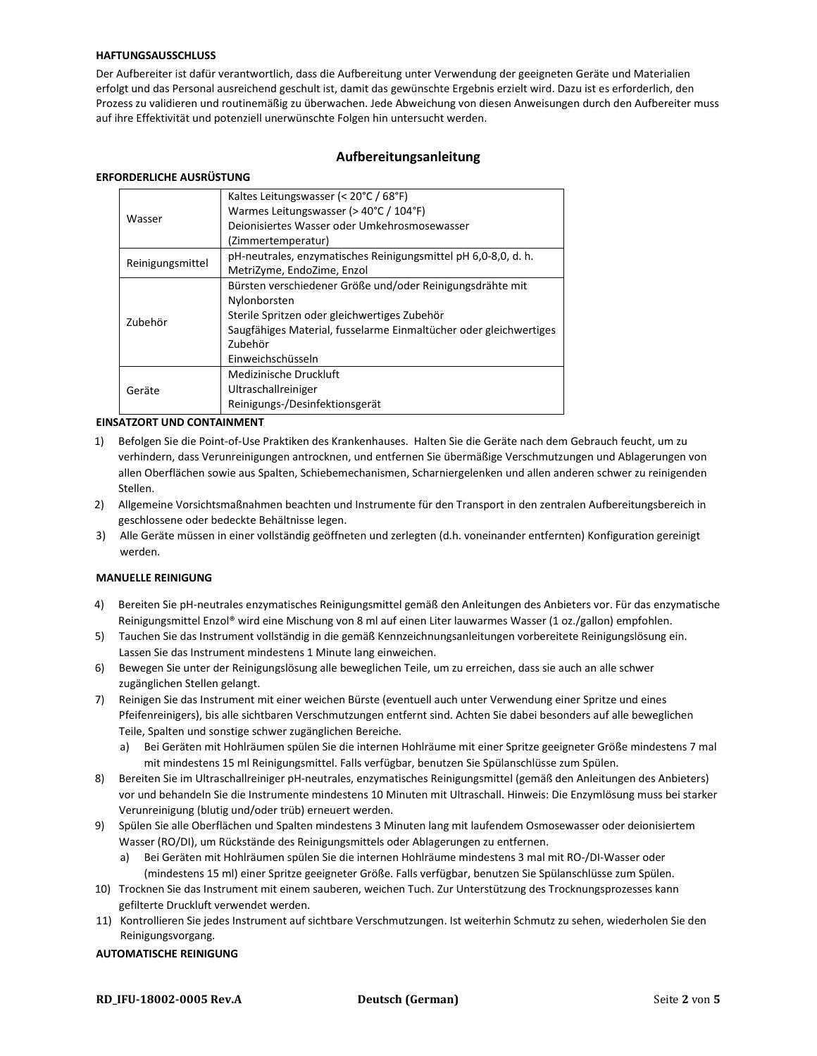**HAFTUNGSAUSSCHLUSS**

Der Aufbereiter ist dafür verantwortlich, dass die Aufbereitung unter Verwendung der geeigneten Geräte und Materialien erfolgt und das Personal ausreichend geschult ist, damit das gewünschte Ergebnis erzielt wird. Dazu ist es erforderlich, den Prozess zu validieren und routinemäßig zu überwachen. Jede Abweichung von diesen Anweisungen durch den Aufbereiter muss auf ihre Effektivität und potenziell unerwünschte Folgen hin untersucht werden.

## Aufbereitungsanleitung

**ERFORDERLICHE AUSRÜSTUNG**

| | |
|---|---|
| Wasser | Kaltes Leitungswasser (< 20°C / 68°F)<br>Warmes Leitungswasser (> 40°C / 104°F)<br>Deionisiertes Wasser oder Umkehrosmosewasser (Zimmertemperatur) |
| Reinigungsmittel | pH-neutrales, enzymatisches Reinigungsmittel pH 6,0-8,0, d. h. MetriZyme, EndoZime, Enzol |
| Zubehör | Bürsten verschiedener Größe und/oder Reinigungsdrähte mit Nylonborsten<br>Sterile Spritzen oder gleichwertiges Zubehör<br>Saugfähiges Material, fusselarme Einmaltücher oder gleichwertiges Zubehör<br>Einweichschüsseln |
| Geräte | Medizinische Druckluft<br>Ultraschallreiniger<br>Reinigungs-/Desinfektionsgerät |

**EINSATZORT UND CONTAINMENT**

1) Befolgen Sie die Point-of-Use Praktiken des Krankenhauses. Halten Sie die Geräte nach dem Gebrauch feucht, um zu verhindern, dass Verunreinigungen antrocknen, und entfernen Sie übermäßige Verschmutzungen und Ablagerungen von allen Oberflächen sowie aus Spalten, Schiebemechanismen, Scharniergelenken und allen anderen schwer zu reinigenden Stellen.
2) Allgemeine Vorsichtsmaßnahmen beachten und Instrumente für den Transport in den zentralen Aufbereitungsbereich in geschlossene oder bedeckte Behältnisse legen.
3) Alle Geräte müssen in einer vollständig geöffneten und zerlegten (d.h. voneinander entfernten) Konfiguration gereinigt werden.

**MANUELLE REINIGUNG**

4) Bereiten Sie pH-neutrales enzymatisches Reinigungsmittel gemäß den Anleitungen des Anbieters vor. Für das enzymatische Reinigungsmittel Enzol® wird eine Mischung von 8 ml auf einen Liter lauwarmes Wasser (1 oz./gallon) empfohlen.
5) Tauchen Sie das Instrument vollständig in die gemäß Kennzeichnungsanleitungen vorbereitete Reinigungslösung ein. Lassen Sie das Instrument mindestens 1 Minute lang einweichen.
6) Bewegen Sie unter der Reinigungslösung alle beweglichen Teile, um zu erreichen, dass sie auch an alle schwer zugänglichen Stellen gelangt.
7) Reinigen Sie das Instrument mit einer weichen Bürste (eventuell auch unter Verwendung einer Spritze und eines Pfeifenreinigers), bis alle sichtbaren Verschmutzungen entfernt sind. Achten Sie dabei besonders auf alle beweglichen Teile, Spalten und sonstige schwer zugänglichen Bereiche.
   a) Bei Geräten mit Hohlräumen spülen Sie die internen Hohlräume mit einer Spritze geeigneter Größe mindestens 7 mal mit mindestens 15 ml Reinigungsmittel. Falls verfügbar, benutzen Sie Spülanschlüsse zum Spülen.
8) Bereiten Sie im Ultraschallreiniger pH-neutrales, enzymatisches Reinigungsmittel (gemäß den Anleitungen des Anbieters) vor und behandeln Sie die Instrumente mindestens 10 Minuten mit Ultraschall. Hinweis: Die Enzymlösung muss bei starker Verunreinigung (blutig und/oder trüb) erneuert werden.
9) Spülen Sie alle Oberflächen und Spalten mindestens 3 Minuten lang mit laufendem Osmosewasser oder deionisiertem Wasser (RO/DI), um Rückstände des Reinigungsmittels oder Ablagerungen zu entfernen.
   a) Bei Geräten mit Hohlräumen spülen Sie die internen Hohlräume mindestens 3 mal mit RO-/DI-Wasser oder (mindestens 15 ml) einer Spritze geeigneter Größe. Falls verfügbar, benutzen Sie Spülanschlüsse zum Spülen.
10) Trocknen Sie das Instrument mit einem sauberen, weichen Tuch. Zur Unterstützung des Trocknungsprozesses kann gefilterte Druckluft verwendet werden.
11) Kontrollieren Sie jedes Instrument auf sichtbare Verschmutzungen. Ist weiterhin Schmutz zu sehen, wiederholen Sie den Reinigungsvorgang.

**AUTOMATISCHE REINIGUNG**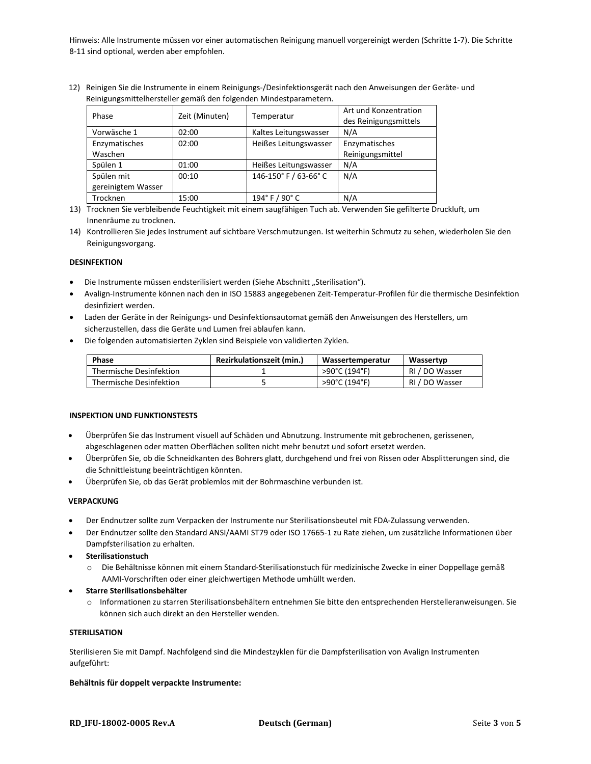Hinweis: Alle Instrumente müssen vor einer automatischen Reinigung manuell vorgereinigt werden (Schritte 1-7). Die Schritte 8-11 sind optional, werden aber empfohlen.

12) Reinigen Sie die Instrumente in einem Reinigungs-/Desinfektionsgerät nach den Anweisungen der Geräte- und Reinigungsmittelhersteller gemäß den folgenden Mindestparametern.

| Phase | Zeit (Minuten) | Temperatur | Art und Konzentration des Reinigungsmittels |
|---|---|---|---|
| Vorwäsche 1 | 02:00 | Kaltes Leitungswasser | N/A |
| Enzymatisches Waschen | 02:00 | Heißes Leitungswasser | Enzymatisches Reinigungsmittel |
| Spülen 1 | 01:00 | Heißes Leitungswasser | N/A |
| Spülen mit gereinigtem Wasser | 00:10 | 146-150° F / 63-66° C | N/A |
| Trocknen | 15:00 | 194° F / 90° C | N/A |

13) Trocknen Sie verbleibende Feuchtigkeit mit einem saugfähigen Tuch ab. Verwenden Sie gefilterte Druckluft, um Innenräume zu trocknen.
14) Kontrollieren Sie jedes Instrument auf sichtbare Verschmutzungen. Ist weiterhin Schmutz zu sehen, wiederholen Sie den Reinigungsvorgang.

**DESINFEKTION**

- Die Instrumente müssen endsterilisiert werden (Siehe Abschnitt „Sterilisation“).
- Avalign-Instrumente können nach den in ISO 15883 angegebenen Zeit-Temperatur-Profilen für die thermische Desinfektion desinfiziert werden.
- Laden der Geräte in der Reinigungs- und Desinfektionsautomat gemäß den Anweisungen des Herstellers, um sicherzustellen, dass die Geräte und Lumen frei ablaufen kann.
- Die folgenden automatisierten Zyklen sind Beispiele von validierten Zyklen.

| Phase | Rezirkulationszeit (min.) | Wassertemperatur | Wassertyp |
|---|---|---|---|
| Thermische Desinfektion | 1 | >90°C (194°F) | RI / DO Wasser |
| Thermische Desinfektion | 5 | >90°C (194°F) | RI / DO Wasser |

**INSPEKTION UND FUNKTIONSTESTS**

- Überprüfen Sie das Instrument visuell auf Schäden und Abnutzung. Instrumente mit gebrochenen, gerissenen, abgeschlagenen oder matten Oberflächen sollten nicht mehr benutzt und sofort ersetzt werden.
- Überprüfen Sie, ob die Schneidkanten des Bohrers glatt, durchgehend und frei von Rissen oder Absplitterungen sind, die die Schnittleistung beeinträchtigen könnten.
- Überprüfen Sie, ob das Gerät problemlos mit der Bohrmaschine verbunden ist.

**VERPACKUNG**

- Der Endnutzer sollte zum Verpacken der Instrumente nur Sterilisationsbeutel mit FDA-Zulassung verwenden.
- Der Endnutzer sollte den Standard ANSI/AAMI ST79 oder ISO 17665-1 zu Rate ziehen, um zusätzliche Informationen über Dampfsterilisation zu erhalten.
- **Sterilisationstuch**
  - Die Behältnisse können mit einem Standard-Sterilisationstuch für medizinische Zwecke in einer Doppellage gemäß AAMI-Vorschriften oder einer gleichwertigen Methode umhüllt werden.
- **Starre Sterilisationsbehälter**
  - Informationen zu starren Sterilisationsbehältern entnehmen Sie bitte den entsprechenden Herstelleranweisungen. Sie können sich auch direkt an den Hersteller wenden.

**STERILISATION**

Sterilisieren Sie mit Dampf. Nachfolgend sind die Mindestzyklen für die Dampfsterilisation von Avalign Instrumenten aufgeführt:

**Behältnis für doppelt verpackte Instrumente:**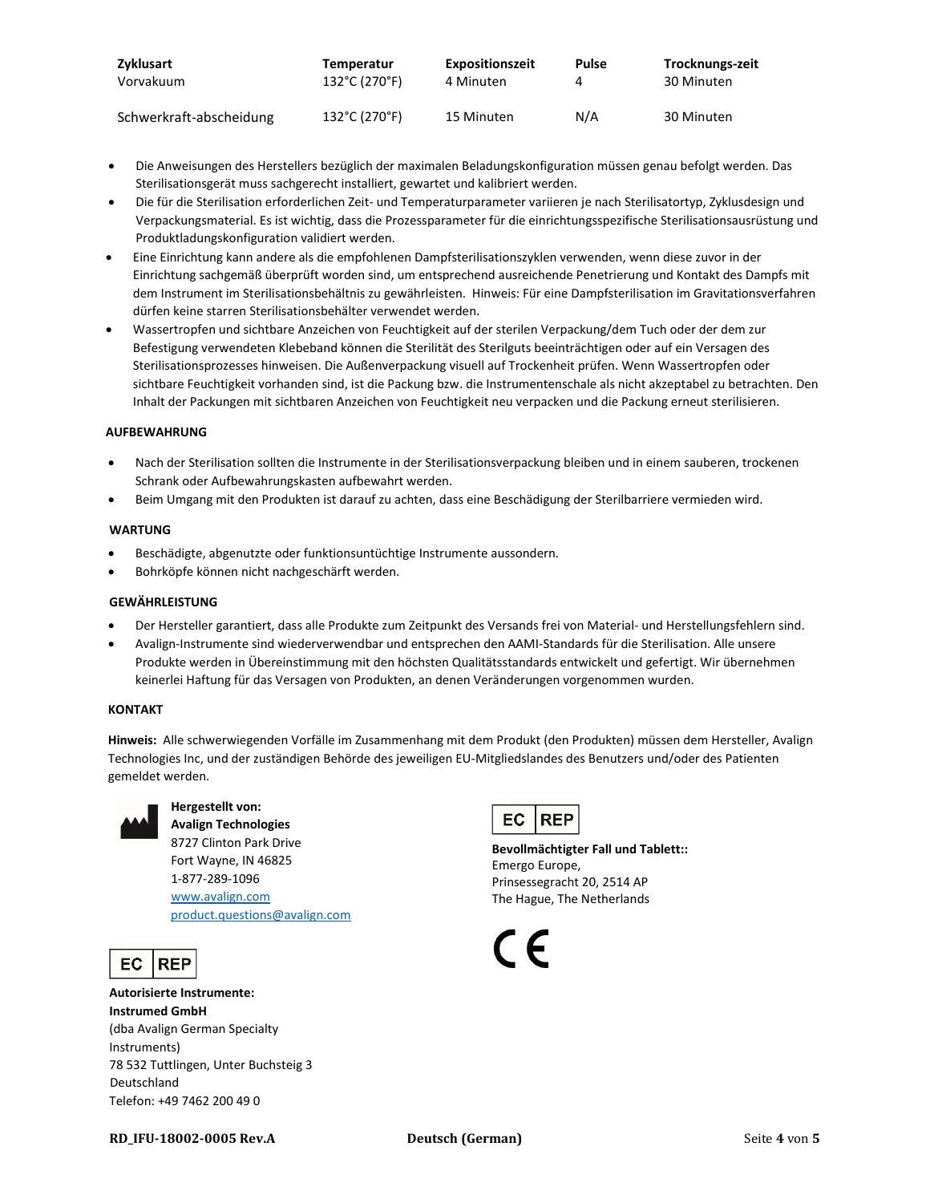| Zyklusart | Temperatur | Expositionszeit | Pulse | Trocknungs-zeit |
|---|---|---|---|---|
| Vorvakuum | 132°C (270°F) | 4 Minuten | 4 | 30 Minuten |
| Schwerkraft-abscheidung | 132°C (270°F) | 15 Minuten | N/A | 30 Minuten |

- Die Anweisungen des Herstellers bezüglich der maximalen Beladungskonfiguration müssen genau befolgt werden. Das Sterilisationsgerät muss sachgerecht installiert, gewartet und kalibriert werden.
- Die für die Sterilisation erforderlichen Zeit- und Temperaturparameter variieren je nach Sterilisatortyp, Zyklusdesign und Verpackungsmaterial. Es ist wichtig, dass die Prozessparameter für die einrichtungsspezifische Sterilisationsausrüstung und Produktladungskonfiguration validiert werden.
- Eine Einrichtung kann andere als die empfohlenen Dampfsterilisationszyklen verwenden, wenn diese zuvor in der Einrichtung sachgemäß überprüft worden sind, um entsprechend ausreichende Penetrierung und Kontakt des Dampfs mit dem Instrument im Sterilisationsbehältnis zu gewährleisten. Hinweis: Für eine Dampfsterilisation im Gravitationsverfahren dürfen keine starren Sterilisationsbehälter verwendet werden.
- Wassertropfen und sichtbare Anzeichen von Feuchtigkeit auf der sterilen Verpackung/dem Tuch oder der dem zur Befestigung verwendeten Klebeband können die Sterilität des Sterilguts beeinträchtigen oder auf ein Versagen des Sterilisationsprozesses hinweisen. Die Außenverpackung visuell auf Trockenheit prüfen. Wenn Wassertropfen oder sichtbare Feuchtigkeit vorhanden sind, ist die Packung bzw. die Instrumentenschale als nicht akzeptabel zu betrachten. Den Inhalt der Packungen mit sichtbaren Anzeichen von Feuchtigkeit neu verpacken und die Packung erneut sterilisieren.

**AUFBEWAHRUNG**

- Nach der Sterilisation sollten die Instrumente in der Sterilisationsverpackung bleiben und in einem sauberen, trockenen Schrank oder Aufbewahrungskasten aufbewahrt werden.
- Beim Umgang mit den Produkten ist darauf zu achten, dass eine Beschädigung der Sterilbarriere vermieden wird.

**WARTUNG**

- Beschädigte, abgenutzte oder funktionsuntüchtige Instrumente aussondern.
- Bohrköpfe können nicht nachgeschärft werden.

**GEWÄHRLEISTUNG**

- Der Hersteller garantiert, dass alle Produkte zum Zeitpunkt des Versands frei von Material- und Herstellungsfehlern sind.
- Avalign-Instrumente sind wiederverwendbar und entsprechen den AAMI-Standards für die Sterilisation. Alle unsere Produkte werden in Übereinstimmung mit den höchsten Qualitätsstandards entwickelt und gefertigt. Wir übernehmen keinerlei Haftung für das Versagen von Produkten, an denen Veränderungen vorgenommen wurden.

**KONTAKT**

**Hinweis:** Alle schwerwiegenden Vorfälle im Zusammenhang mit dem Produkt (den Produkten) müssen dem Hersteller, Avalign Technologies Inc, und der zuständigen Behörde des jeweiligen EU-Mitgliedslandes des Benutzers und/oder des Patienten gemeldet werden.

**Hergestellt von:**
**Avalign Technologies**
8727 Clinton Park Drive
Fort Wayne, IN 46825
1-877-289-1096
www.avalign.com
product.questions@avalign.com

EC REP

**Bevollmächtigter Fall und Tablett::**
Emergo Europe,
Prinsessegracht 20, 2514 AP
The Hague, The Netherlands

CE

EC REP

**Autorisierte Instrumente:**
**Instrumed GmbH**
(dba Avalign German Specialty Instruments)
78 532 Tuttlingen, Unter Buchsteig 3
Deutschland
Telefon: +49 7462 200 49 0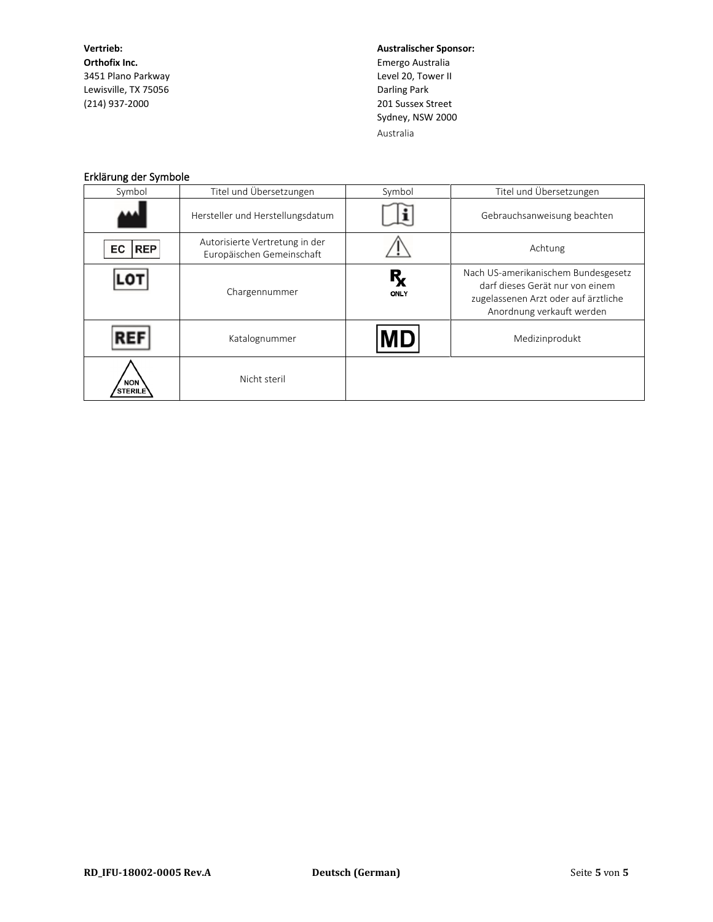**Vertrieb:**
**Orthofix Inc.**
3451 Plano Parkway
Lewisville, TX 75056
(214) 937-2000

**Australischer Sponsor:**
Emergo Australia
Level 20, Tower II
Darling Park
201 Sussex Street
Sydney, NSW 2000
Australia

## Erklärung der Symbole

| Symbol | Titel und Übersetzungen | Symbol | Titel und Übersetzungen |
|---|---|---|---|
| | Hersteller und Herstellungsdatum | | Gebrauchsanweisung beachten |
| EC REP | Autorisierte Vertretung in der Europäischen Gemeinschaft | | Achtung |
| LOT | Chargennummer | Rx ONLY | Nach US-amerikanischem Bundesgesetz darf dieses Gerät nur von einem zugelassenen Arzt oder auf ärztliche Anordnung verkauft werden |
| REF | Katalognummer | MD | Medizinprodukt |
| NON STERILE | Nicht steril | | |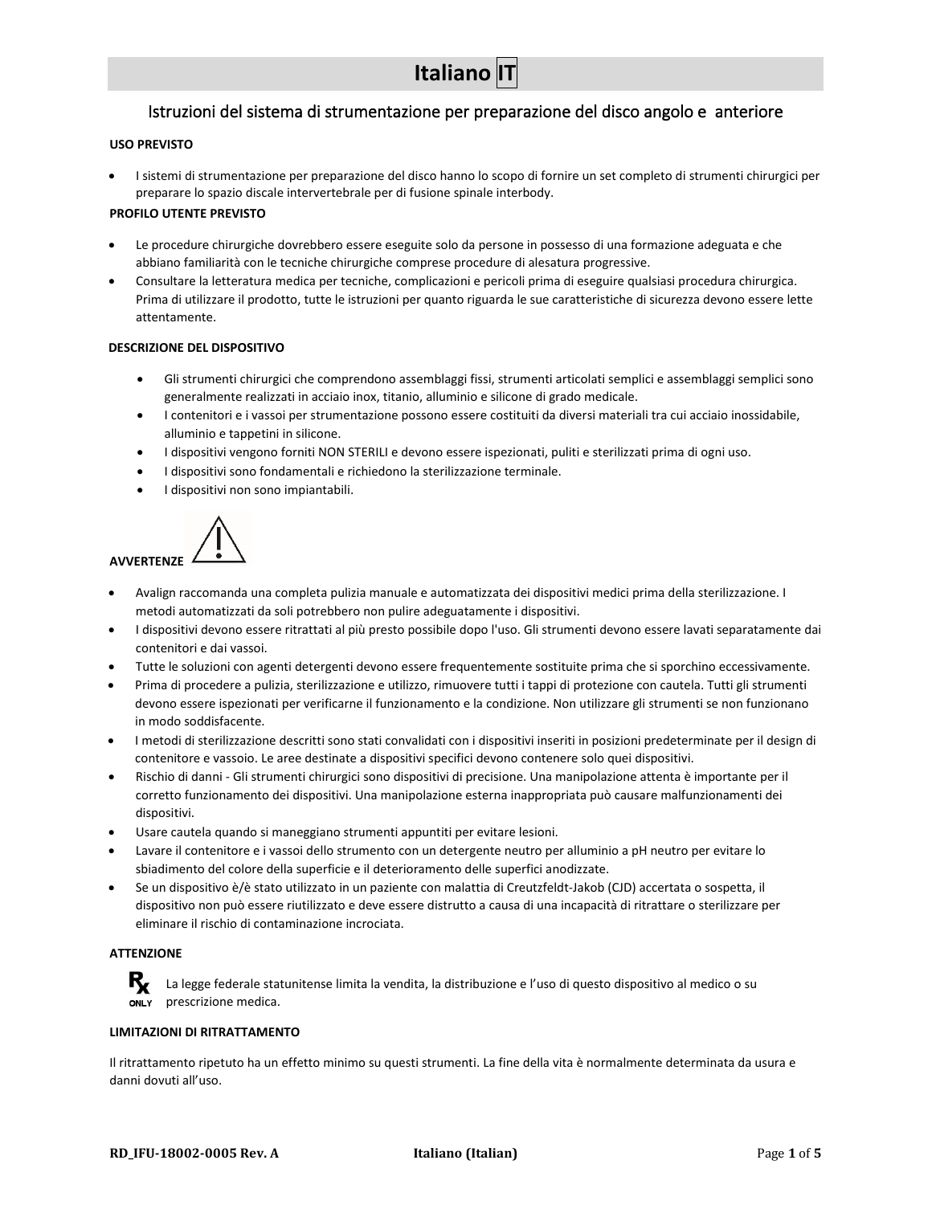# Italiano IT

## Istruzioni del sistema di strumentazione per preparazione del disco angolo e anteriore

**USO PREVISTO**

- I sistemi di strumentazione per preparazione del disco hanno lo scopo di fornire un set completo di strumenti chirurgici per preparare lo spazio discale intervertebrale per di fusione spinale interbody.

**PROFILO UTENTE PREVISTO**

- Le procedure chirurgiche dovrebbero essere eseguite solo da persone in possesso di una formazione adeguata e che abbiano familiarità con le tecniche chirurgiche comprese procedure di alesatura progressive.
- Consultare la letteratura medica per tecniche, complicazioni e pericoli prima di eseguire qualsiasi procedura chirurgica. Prima di utilizzare il prodotto, tutte le istruzioni per quanto riguarda le sue caratteristiche di sicurezza devono essere lette attentamente.

**DESCRIZIONE DEL DISPOSITIVO**

- Gli strumenti chirurgici che comprendono assemblaggi fissi, strumenti articolati semplici e assemblaggi semplici sono generalmente realizzati in acciaio inox, titanio, alluminio e silicone di grado medicale.
- I contenitori e i vassoi per strumentazione possono essere costituiti da diversi materiali tra cui acciaio inossidabile, alluminio e tappetini in silicone.
- I dispositivi vengono forniti NON STERILI e devono essere ispezionati, puliti e sterilizzati prima di ogni uso.
- I dispositivi sono fondamentali e richiedono la sterilizzazione terminale.
- I dispositivi non sono impiantabili.

**AVVERTENZE**

- Avalign raccomanda una completa pulizia manuale e automatizzata dei dispositivi medici prima della sterilizzazione. I metodi automatizzati da soli potrebbero non pulire adeguatamente i dispositivi.
- I dispositivi devono essere ritrattati al più presto possibile dopo l'uso. Gli strumenti devono essere lavati separatamente dai contenitori e dai vassoi.
- Tutte le soluzioni con agenti detergenti devono essere frequentemente sostituite prima che si sporchino eccessivamente.
- Prima di procedere a pulizia, sterilizzazione e utilizzo, rimuovere tutti i tappi di protezione con cautela. Tutti gli strumenti devono essere ispezionati per verificarne il funzionamento e la condizione. Non utilizzare gli strumenti se non funzionano in modo soddisfacente.
- I metodi di sterilizzazione descritti sono stati convalidati con i dispositivi inseriti in posizioni predeterminate per il design di contenitore e vassoio. Le aree destinate a dispositivi specifici devono contenere solo quei dispositivi.
- Rischio di danni - Gli strumenti chirurgici sono dispositivi di precisione. Una manipolazione attenta è importante per il corretto funzionamento dei dispositivi. Una manipolazione esterna inappropriata può causare malfunzionamenti dei dispositivi.
- Usare cautela quando si maneggiano strumenti appuntiti per evitare lesioni.
- Lavare il contenitore e i vassoi dello strumento con un detergente neutro per alluminio a pH neutro per evitare lo sbiadimento del colore della superficie e il deterioramento delle superfici anodizzate.
- Se un dispositivo è/è stato utilizzato in un paziente con malattia di Creutzfeldt-Jakob (CJD) accertata o sospetta, il dispositivo non può essere riutilizzato e deve essere distrutto a causa di una incapacità di ritrattare o sterilizzare per eliminare il rischio di contaminazione incrociata.

**ATTENZIONE**

Rx ONLY La legge federale statunitense limita la vendita, la distribuzione e l'uso di questo dispositivo al medico o su prescrizione medica.

**LIMITAZIONI DI RITRATTAMENTO**

Il ritrattamento ripetuto ha un effetto minimo su questi strumenti. La fine della vita è normalmente determinata da usura e danni dovuti all'uso.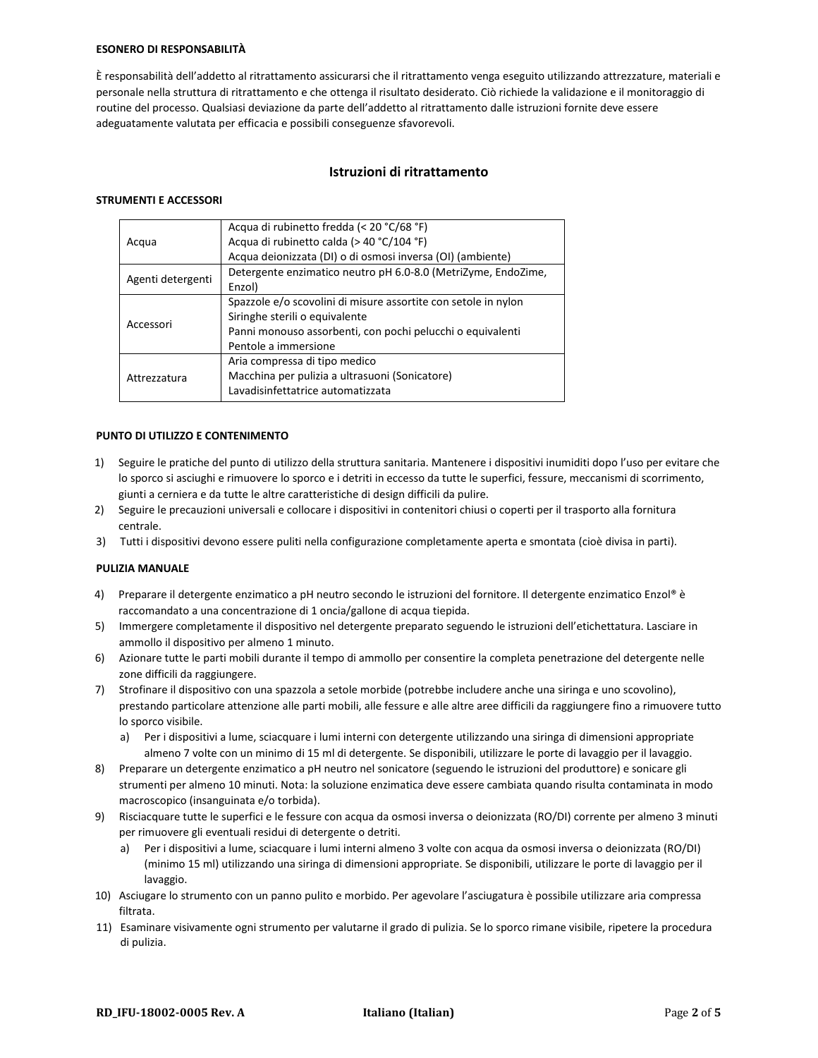**ESONERO DI RESPONSABILITÀ**

È responsabilità dell'addetto al ritrattamento assicurarsi che il ritrattamento venga eseguito utilizzando attrezzature, materiali e personale nella struttura di ritrattamento e che ottenga il risultato desiderato. Ciò richiede la validazione e il monitoraggio di routine del processo. Qualsiasi deviazione da parte dell'addetto al ritrattamento dalle istruzioni fornite deve essere adeguatamente valutata per efficacia e possibili conseguenze sfavorevoli.

## Istruzioni di ritrattamento

**STRUMENTI E ACCESSORI**

| | |
|---|---|
| Acqua | Acqua di rubinetto fredda (< 20 °C/68 °F)<br>Acqua di rubinetto calda (> 40 °C/104 °F)<br>Acqua deionizzata (DI) o di osmosi inversa (OI) (ambiente) |
| Agenti detergenti | Detergente enzimatico neutro pH 6.0-8.0 (MetriZyme, EndoZime, Enzol) |
| Accessori | Spazzole e/o scovolini di misure assortite con setole in nylon<br>Siringhe sterili o equivalente<br>Panni monouso assorbenti, con pochi pelucchi o equivalenti<br>Pentole a immersione |
| Attrezzatura | Aria compressa di tipo medico<br>Macchina per pulizia a ultrasuoni (Sonicatore)<br>Lavadisinfettatrice automatizzata |

**PUNTO DI UTILIZZO E CONTENIMENTO**

1) Seguire le pratiche del punto di utilizzo della struttura sanitaria. Mantenere i dispositivi inumiditi dopo l'uso per evitare che lo sporco si asciughi e rimuovere lo sporco e i detriti in eccesso da tutte le superfici, fessure, meccanismi di scorrimento, giunti a cerniera e da tutte le altre caratteristiche di design difficili da pulire.
2) Seguire le precauzioni universali e collocare i dispositivi in contenitori chiusi o coperti per il trasporto alla fornitura centrale.
3) Tutti i dispositivi devono essere puliti nella configurazione completamente aperta e smontata (cioè divisa in parti).

**PULIZIA MANUALE**

4) Preparare il detergente enzimatico a pH neutro secondo le istruzioni del fornitore. Il detergente enzimatico Enzol® è raccomandato a una concentrazione di 1 oncia/gallone di acqua tiepida.
5) Immergere completamente il dispositivo nel detergente preparato seguendo le istruzioni dell'etichettatura. Lasciare in ammollo il dispositivo per almeno 1 minuto.
6) Azionare tutte le parti mobili durante il tempo di ammollo per consentire la completa penetrazione del detergente nelle zone difficili da raggiungere.
7) Strofinare il dispositivo con una spazzola a setole morbide (potrebbe includere anche una siringa e uno scovolino), prestando particolare attenzione alle parti mobili, alle fessure e alle altre aree difficili da raggiungere fino a rimuovere tutto lo sporco visibile.
   a) Per i dispositivi a lume, sciacquare i lumi interni con detergente utilizzando una siringa di dimensioni appropriate almeno 7 volte con un minimo di 15 ml di detergente. Se disponibili, utilizzare le porte di lavaggio per il lavaggio.
8) Preparare un detergente enzimatico a pH neutro nel sonicatore (seguendo le istruzioni del produttore) e sonicare gli strumenti per almeno 10 minuti. Nota: la soluzione enzimatica deve essere cambiata quando risulta contaminata in modo macroscopico (insanguinata e/o torbida).
9) Risciacquare tutte le superfici e le fessure con acqua da osmosi inversa o deionizzata (RO/DI) corrente per almeno 3 minuti per rimuovere gli eventuali residui di detergente o detriti.
   a) Per i dispositivi a lume, sciacquare i lumi interni almeno 3 volte con acqua da osmosi inversa o deionizzata (RO/DI) (minimo 15 ml) utilizzando una siringa di dimensioni appropriate. Se disponibili, utilizzare le porte di lavaggio per il lavaggio.
10) Asciugare lo strumento con un panno pulito e morbido. Per agevolare l'asciugatura è possibile utilizzare aria compressa filtrata.
11) Esaminare visivamente ogni strumento per valutarne il grado di pulizia. Se lo sporco rimane visibile, ripetere la procedura di pulizia.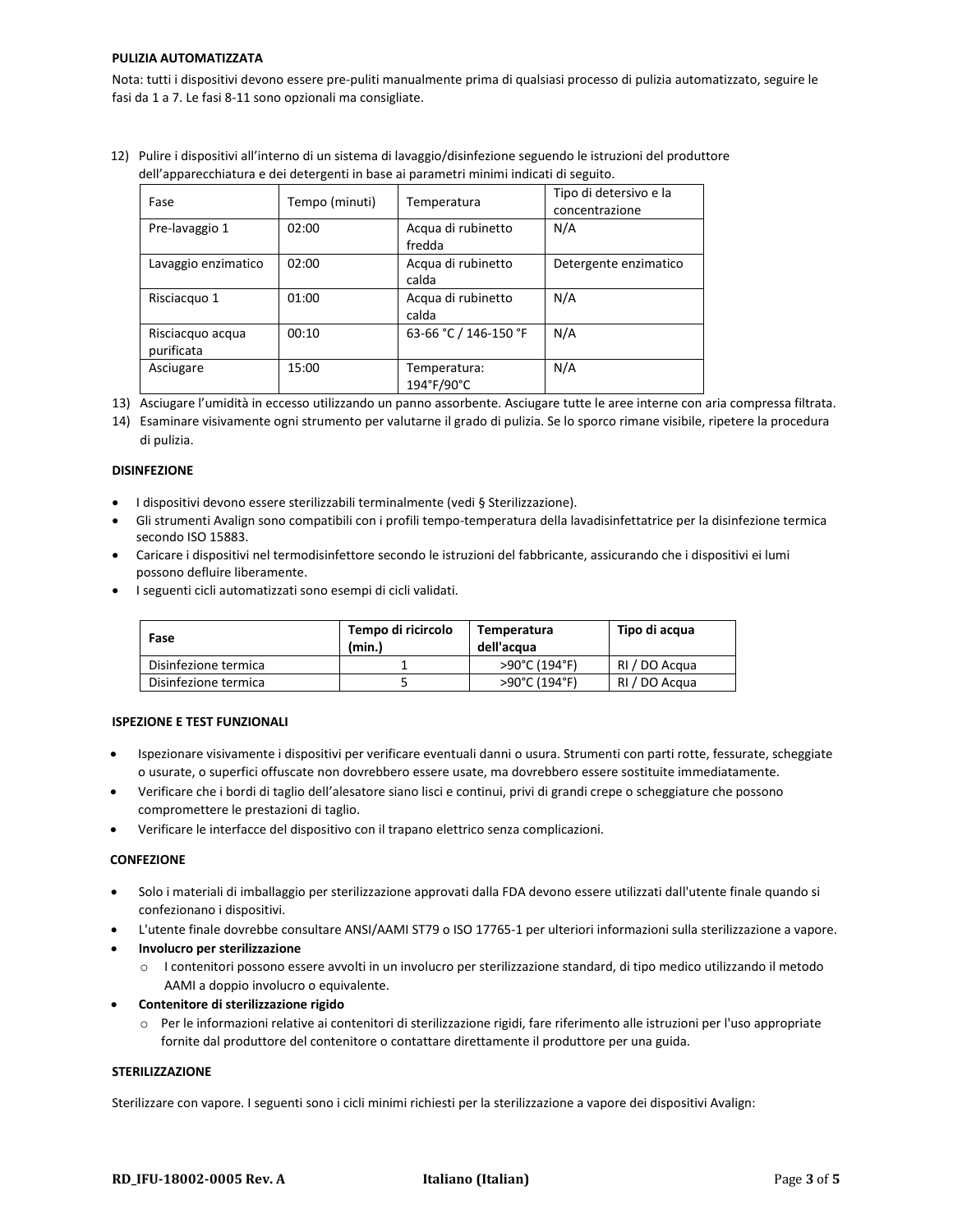**PULIZIA AUTOMATIZZATA**

Nota: tutti i dispositivi devono essere pre-puliti manualmente prima di qualsiasi processo di pulizia automatizzato, seguire le fasi da 1 a 7. Le fasi 8-11 sono opzionali ma consigliate.

12) Pulire i dispositivi all'interno di un sistema di lavaggio/disinfezione seguendo le istruzioni del produttore dell'apparecchiatura e dei detergenti in base ai parametri minimi indicati di seguito.

| Fase | Tempo (minuti) | Temperatura | Tipo di detersivo e la concentrazione |
|---|---|---|---|
| Pre-lavaggio 1 | 02:00 | Acqua di rubinetto fredda | N/A |
| Lavaggio enzimatico | 02:00 | Acqua di rubinetto calda | Detergente enzimatico |
| Risciacquo 1 | 01:00 | Acqua di rubinetto calda | N/A |
| Risciacquo acqua purificata | 00:10 | 63-66 °C / 146-150 °F | N/A |
| Asciugare | 15:00 | Temperatura: 194°F/90°C | N/A |

13) Asciugare l'umidità in eccesso utilizzando un panno assorbente. Asciugare tutte le aree interne con aria compressa filtrata.
14) Esaminare visivamente ogni strumento per valutarne il grado di pulizia. Se lo sporco rimane visibile, ripetere la procedura di pulizia.

**DISINFEZIONE**

- I dispositivi devono essere sterilizzabili terminalmente (vedi § Sterilizzazione).
- Gli strumenti Avalign sono compatibili con i profili tempo-temperatura della lavadisinfettatrice per la disinfezione termica secondo ISO 15883.
- Caricare i dispositivi nel termodisinfettore secondo le istruzioni del fabbricante, assicurando che i dispositivi ei lumi possono defluire liberamente.
- I seguenti cicli automatizzati sono esempi di cicli validati.

| Fase | Tempo di ricircolo (min.) | Temperatura dell'acqua | Tipo di acqua |
|---|---|---|---|
| Disinfezione termica | 1 | >90°C (194°F) | RI / DO Acqua |
| Disinfezione termica | 5 | >90°C (194°F) | RI / DO Acqua |

**ISPEZIONE E TEST FUNZIONALI**

- Ispezionare visivamente i dispositivi per verificare eventuali danni o usura. Strumenti con parti rotte, fessurate, scheggiate o usurate, o superfici offuscate non dovrebbero essere usate, ma dovrebbero essere sostituite immediatamente.
- Verificare che i bordi di taglio dell'alesatore siano lisci e continui, privi di grandi crepe o scheggiature che possono compromettere le prestazioni di taglio.
- Verificare le interfacce del dispositivo con il trapano elettrico senza complicazioni.

**CONFEZIONE**

- Solo i materiali di imballaggio per sterilizzazione approvati dalla FDA devono essere utilizzati dall'utente finale quando si confezionano i dispositivi.
- L'utente finale dovrebbe consultare ANSI/AAMI ST79 o ISO 17765-1 per ulteriori informazioni sulla sterilizzazione a vapore.
- **Involucro per sterilizzazione**
  - I contenitori possono essere avvolti in un involucro per sterilizzazione standard, di tipo medico utilizzando il metodo AAMI a doppio involucro o equivalente.
- **Contenitore di sterilizzazione rigido**
  - Per le informazioni relative ai contenitori di sterilizzazione rigidi, fare riferimento alle istruzioni per l'uso appropriate fornite dal produttore del contenitore o contattare direttamente il produttore per una guida.

**STERILIZZAZIONE**

Sterilizzare con vapore. I seguenti sono i cicli minimi richiesti per la sterilizzazione a vapore dei dispositivi Avalign: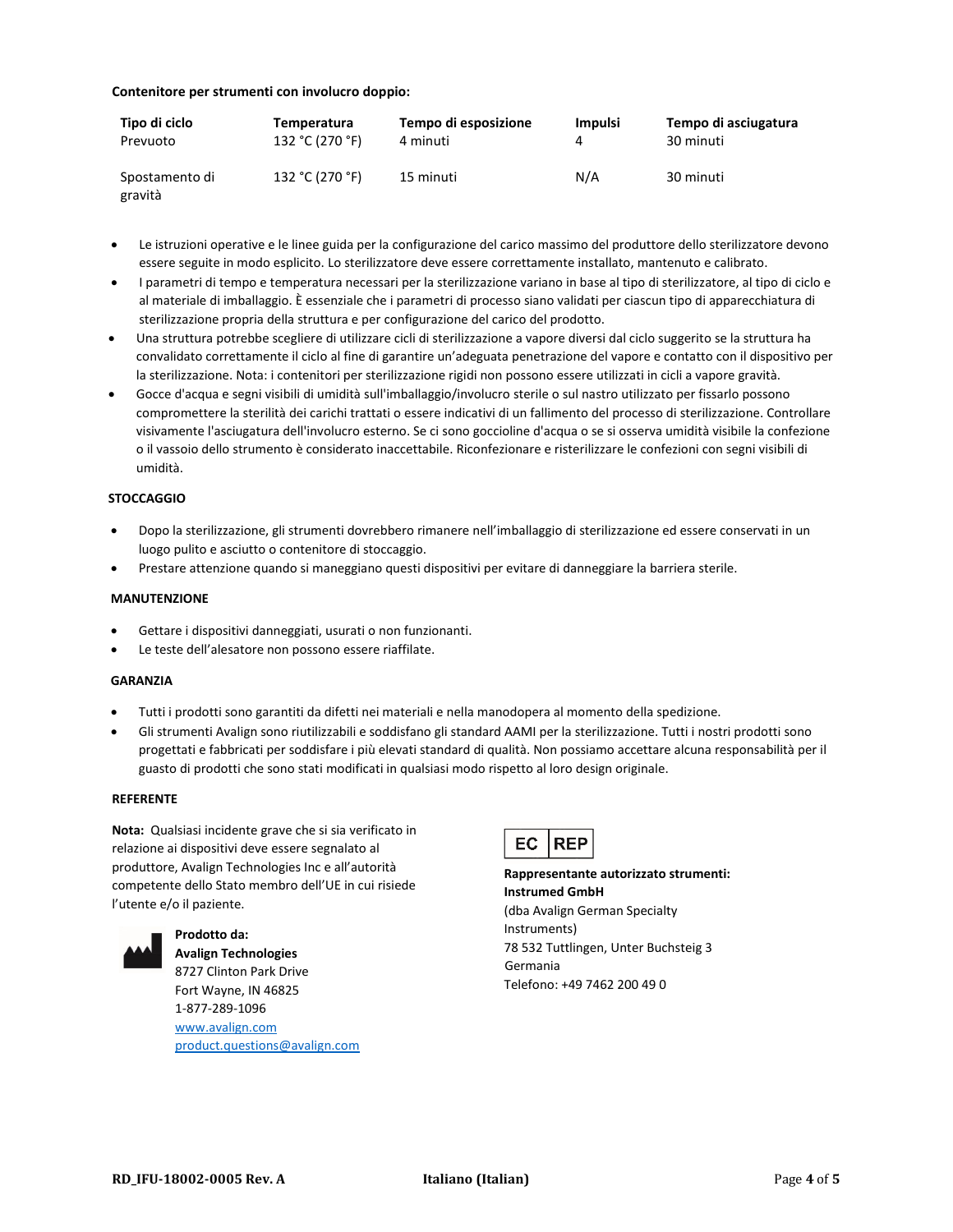**Contenitore per strumenti con involucro doppio:**

| Tipo di ciclo | Temperatura | Tempo di esposizione | Impulsi | Tempo di asciugatura |
|---|---|---|---|---|
| Prevuoto | 132 °C (270 °F) | 4 minuti | 4 | 30 minuti |
| Spostamento di gravità | 132 °C (270 °F) | 15 minuti | N/A | 30 minuti |

- Le istruzioni operative e le linee guida per la configurazione del carico massimo del produttore dello sterilizzatore devono essere seguite in modo esplicito. Lo sterilizzatore deve essere correttamente installato, mantenuto e calibrato.
- I parametri di tempo e temperatura necessari per la sterilizzazione variano in base al tipo di sterilizzatore, al tipo di ciclo e al materiale di imballaggio. È essenziale che i parametri di processo siano validati per ciascun tipo di apparecchiatura di sterilizzazione propria della struttura e per configurazione del carico del prodotto.
- Una struttura potrebbe scegliere di utilizzare cicli di sterilizzazione a vapore diversi dal ciclo suggerito se la struttura ha convalidato correttamente il ciclo al fine di garantire un'adeguata penetrazione del vapore e contatto con il dispositivo per la sterilizzazione. Nota: i contenitori per sterilizzazione rigidi non possono essere utilizzati in cicli a vapore gravità.
- Gocce d'acqua e segni visibili di umidità sull'imballaggio/involucro sterile o sul nastro utilizzato per fissarlo possono compromettere la sterilità dei carichi trattati o essere indicativi di un fallimento del processo di sterilizzazione. Controllare visivamente l'asciugatura dell'involucro esterno. Se ci sono goccioline d'acqua o se si osserva umidità visibile la confezione o il vassoio dello strumento è considerato inaccettabile. Riconfezionare e risterilizzare le confezioni con segni visibili di umidità.

**STOCCAGGIO**

- Dopo la sterilizzazione, gli strumenti dovrebbero rimanere nell'imballaggio di sterilizzazione ed essere conservati in un luogo pulito e asciutto o contenitore di stoccaggio.
- Prestare attenzione quando si maneggiano questi dispositivi per evitare di danneggiare la barriera sterile.

**MANUTENZIONE**

- Gettare i dispositivi danneggiati, usurati o non funzionanti.
- Le teste dell'alesatore non possono essere riaffilate.

**GARANZIA**

- Tutti i prodotti sono garantiti da difetti nei materiali e nella manodopera al momento della spedizione.
- Gli strumenti Avalign sono riutilizzabili e soddisfano gli standard AAMI per la sterilizzazione. Tutti i nostri prodotti sono progettati e fabbricati per soddisfare i più elevati standard di qualità. Non possiamo accettare alcuna responsabilità per il guasto di prodotti che sono stati modificati in qualsiasi modo rispetto al loro design originale.

**REFERENTE**

**Nota:** Qualsiasi incidente grave che si sia verificato in relazione ai dispositivi deve essere segnalato al produttore, Avalign Technologies Inc e all'autorità competente dello Stato membro dell'UE in cui risiede l'utente e/o il paziente.

**Prodotto da:**
**Avalign Technologies**
8727 Clinton Park Drive
Fort Wayne, IN 46825
1-877-289-1096
www.avalign.com
product.questions@avalign.com

EC REP

**Rappresentante autorizzato strumenti:**
**Instrumed GmbH**
(dba Avalign German Specialty Instruments)
78 532 Tuttlingen, Unter Buchsteig 3
Germania
Telefono: +49 7462 200 49 0

RD_IFU-18002-0005 Rev. A — Italiano (Italian)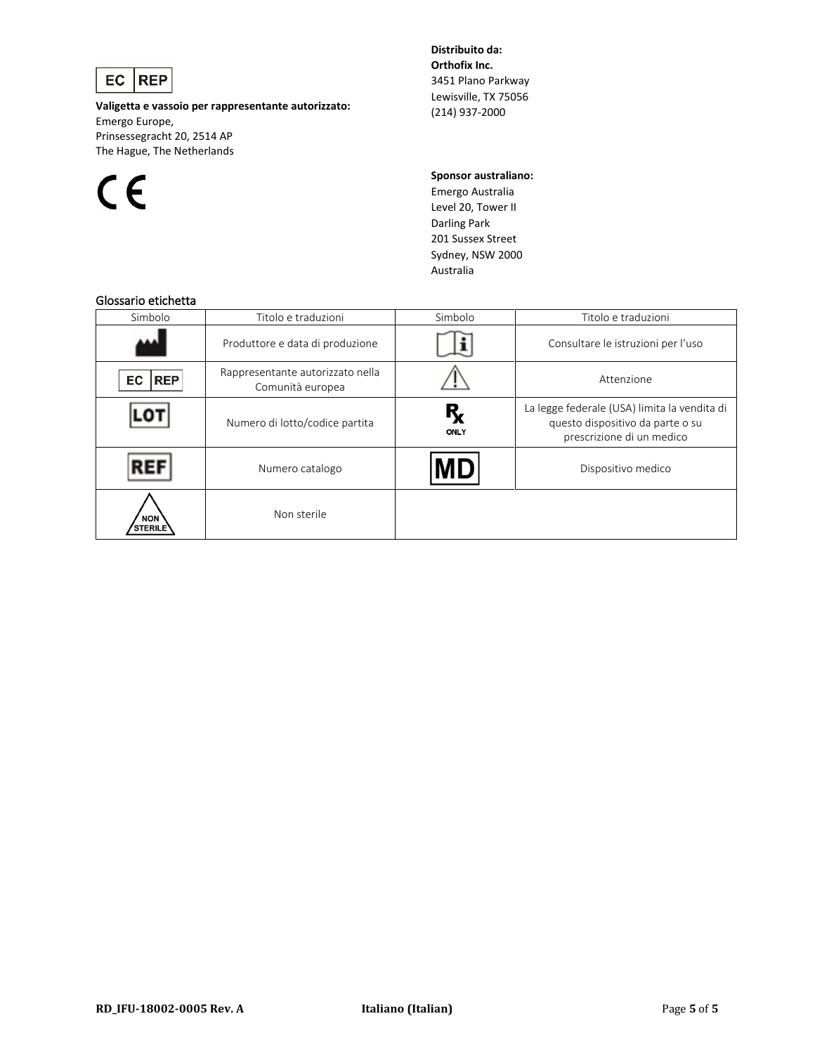EC REP

**Valigetta e vassoio per rappresentante autorizzato:**
Emergo Europe,
Prinsessegracht 20, 2514 AP
The Hague, The Netherlands

CE

**Distribuito da:**
**Orthofix Inc.**
3451 Plano Parkway
Lewisville, TX 75056
(214) 937-2000

**Sponsor australiano:**
Emergo Australia
Level 20, Tower II
Darling Park
201 Sussex Street
Sydney, NSW 2000
Australia

## Glossario etichetta

| Simbolo | Titolo e traduzioni | Simbolo | Titolo e traduzioni |
|---|---|---|---|
| | Produttore e data di produzione | | Consultare le istruzioni per l'uso |
| EC REP | Rappresentante autorizzato nella Comunità europea | | Attenzione |
| LOT | Numero di lotto/codice partita | Rx ONLY | La legge federale (USA) limita la vendita di questo dispositivo da parte o su prescrizione di un medico |
| REF | Numero catalogo | MD | Dispositivo medico |
| NON STERILE | Non sterile | | |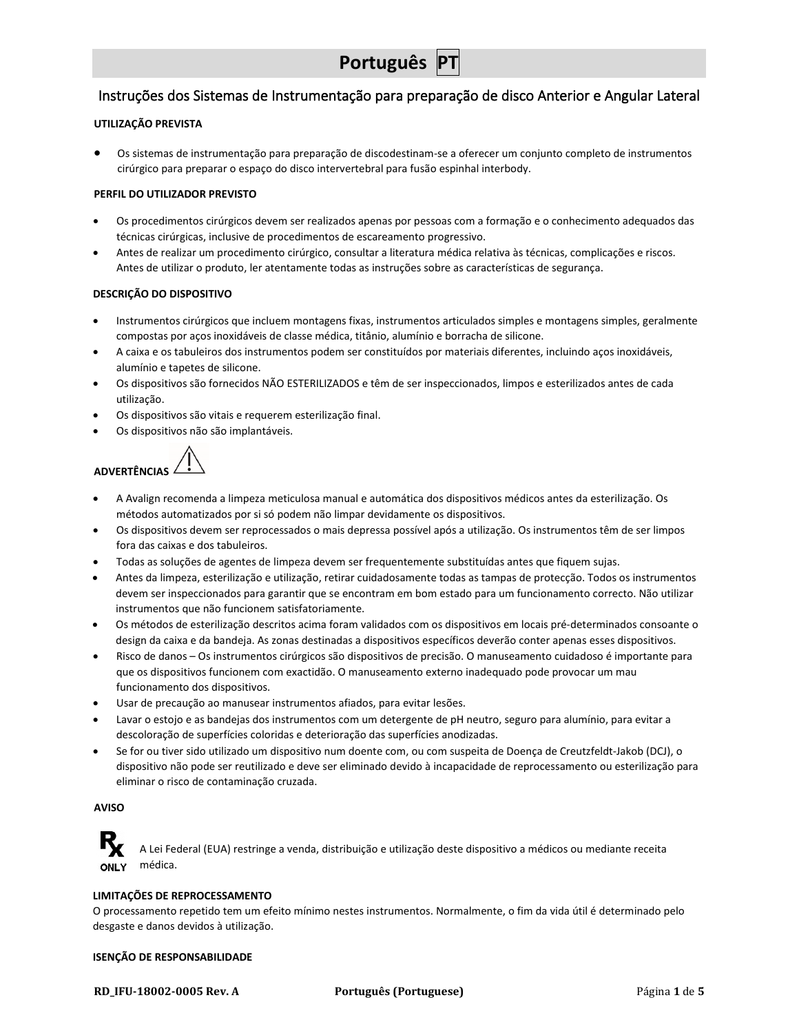# Português PT

## Instruções dos Sistemas de Instrumentação para preparação de disco Anterior e Angular Lateral

**UTILIZAÇÃO PREVISTA**

- Os sistemas de instrumentação para preparação de discodestinam-se a oferecer um conjunto completo de instrumentos cirúrgico para preparar o espaço do disco intervertebral para fusão espinhal interbody.

**PERFIL DO UTILIZADOR PREVISTO**

- Os procedimentos cirúrgicos devem ser realizados apenas por pessoas com a formação e o conhecimento adequados das técnicas cirúrgicas, inclusive de procedimentos de escareamento progressivo.
- Antes de realizar um procedimento cirúrgico, consultar a literatura médica relativa às técnicas, complicações e riscos. Antes de utilizar o produto, ler atentamente todas as instruções sobre as características de segurança.

**DESCRIÇÃO DO DISPOSITIVO**

- Instrumentos cirúrgicos que incluem montagens fixas, instrumentos articulados simples e montagens simples, geralmente compostas por aços inoxidáveis de classe médica, titânio, alumínio e borracha de silicone.
- A caixa e os tabuleiros dos instrumentos podem ser constituídos por materiais diferentes, incluindo aços inoxidáveis, alumínio e tapetes de silicone.
- Os dispositivos são fornecidos NÃO ESTERILIZADOS e têm de ser inspeccionados, limpos e esterilizados antes de cada utilização.
- Os dispositivos são vitais e requerem esterilização final.
- Os dispositivos não são implantáveis.

**ADVERTÊNCIAS** ⚠

- A Avalign recomenda a limpeza meticulosa manual e automática dos dispositivos médicos antes da esterilização. Os métodos automatizados por si só podem não limpar devidamente os dispositivos.
- Os dispositivos devem ser reprocessados o mais depressa possível após a utilização. Os instrumentos têm de ser limpos fora das caixas e dos tabuleiros.
- Todas as soluções de agentes de limpeza devem ser frequentemente substituídas antes que fiquem sujas.
- Antes da limpeza, esterilização e utilização, retirar cuidadosamente todas as tampas de protecção. Todos os instrumentos devem ser inspeccionados para garantir que se encontram em bom estado para um funcionamento correcto. Não utilizar instrumentos que não funcionem satisfatoriamente.
- Os métodos de esterilização descritos acima foram validados com os dispositivos em locais pré-determinados consoante o design da caixa e da bandeja. As zonas destinadas a dispositivos específicos deverão conter apenas esses dispositivos.
- Risco de danos – Os instrumentos cirúrgicos são dispositivos de precisão. O manuseamento cuidadoso é importante para que os dispositivos funcionem com exactidão. O manuseamento externo inadequado pode provocar um mau funcionamento dos dispositivos.
- Usar de precaução ao manusear instrumentos afiados, para evitar lesões.
- Lavar o estojo e as bandejas dos instrumentos com um detergente de pH neutro, seguro para alumínio, para evitar a descoloração de superfícies coloridas e deterioração das superfícies anodizadas.
- Se for ou tiver sido utilizado um dispositivo num doente com, ou com suspeita de Doença de Creutzfeldt-Jakob (DCJ), o dispositivo não pode ser reutilizado e deve ser eliminado devido à incapacidade de reprocessamento ou esterilização para eliminar o risco de contaminação cruzada.

**AVISO**

Rx ONLY A Lei Federal (EUA) restringe a venda, distribuição e utilização deste dispositivo a médicos ou mediante receita médica.

**LIMITAÇÕES DE REPROCESSAMENTO**

O processamento repetido tem um efeito mínimo nestes instrumentos. Normalmente, o fim da vida útil é determinado pelo desgaste e danos devidos à utilização.

**ISENÇÃO DE RESPONSABILIDADE**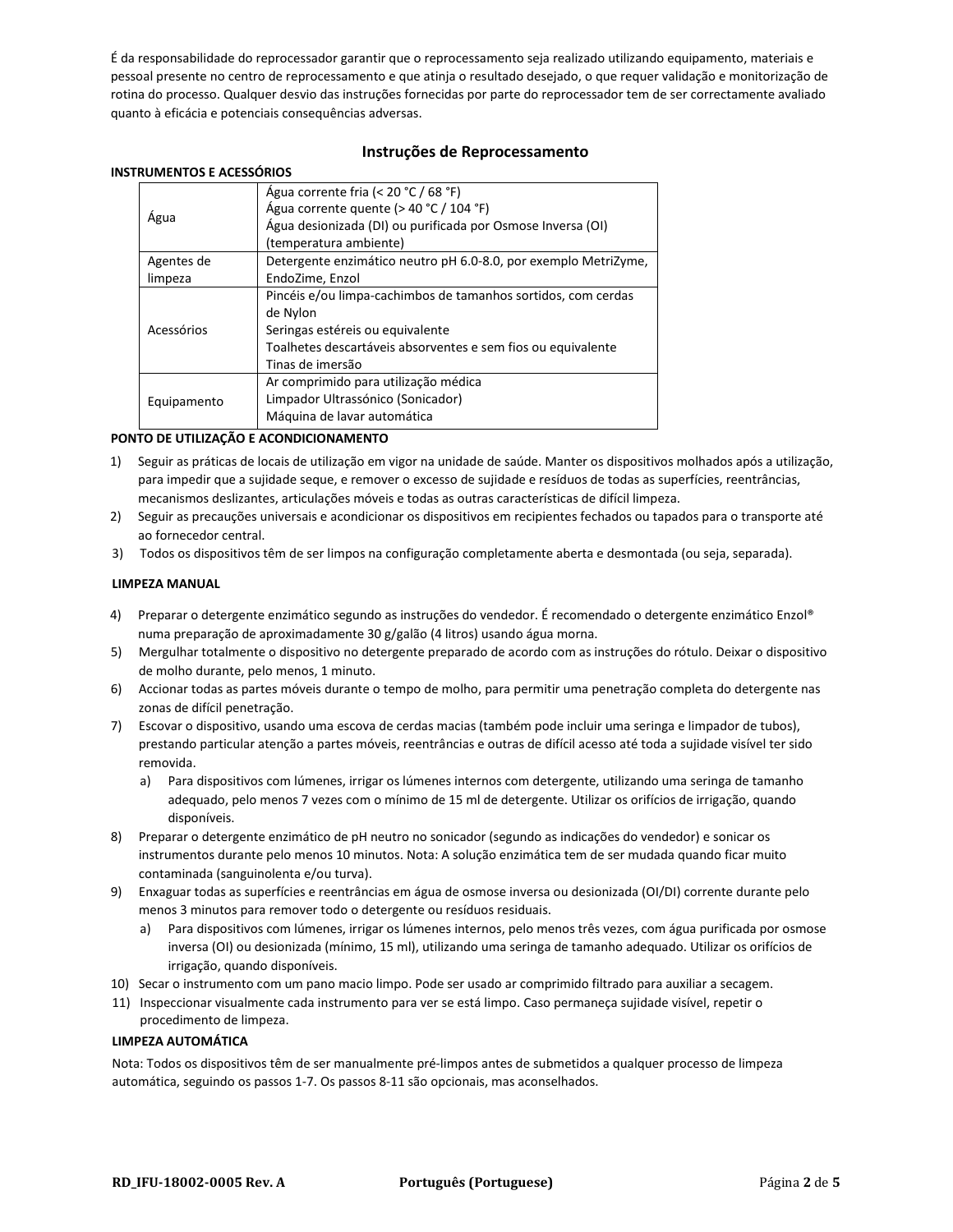É da responsabilidade do reprocessador garantir que o reprocessamento seja realizado utilizando equipamento, materiais e pessoal presente no centro de reprocessamento e que atinja o resultado desejado, o que requer validação e monitorização de rotina do processo. Qualquer desvio das instruções fornecidas por parte do reprocessador tem de ser correctamente avaliado quanto à eficácia e potenciais consequências adversas.

## Instruções de Reprocessamento

**INSTRUMENTOS E ACESSÓRIOS**

| | |
|---|---|
| Água | Água corrente fria (< 20 °C / 68 °F)<br>Água corrente quente (> 40 °C / 104 °F)<br>Água desionizada (DI) ou purificada por Osmose Inversa (OI) (temperatura ambiente) |
| Agentes de limpeza | Detergente enzimático neutro pH 6.0-8.0, por exemplo MetriZyme, EndoZime, Enzol |
| Acessórios | Pincéis e/ou limpa-cachimbos de tamanhos sortidos, com cerdas de Nylon<br>Seringas estéreis ou equivalente<br>Toalhetes descartáveis absorventes e sem fios ou equivalente<br>Tinas de imersão |
| Equipamento | Ar comprimido para utilização médica<br>Limpador Ultrassónico (Sonicador)<br>Máquina de lavar automática |

**PONTO DE UTILIZAÇÃO E ACONDICIONAMENTO**

1) Seguir as práticas de locais de utilização em vigor na unidade de saúde. Manter os dispositivos molhados após a utilização, para impedir que a sujidade seque, e remover o excesso de sujidade e resíduos de todas as superfícies, reentrâncias, mecanismos deslizantes, articulações móveis e todas as outras características de difícil limpeza.
2) Seguir as precauções universais e acondicionar os dispositivos em recipientes fechados ou tapados para o transporte até ao fornecedor central.
3) Todos os dispositivos têm de ser limpos na configuração completamente aberta e desmontada (ou seja, separada).

**LIMPEZA MANUAL**

4) Preparar o detergente enzimático segundo as instruções do vendedor. É recomendado o detergente enzimático Enzol® numa preparação de aproximadamente 30 g/galão (4 litros) usando água morna.
5) Mergulhar totalmente o dispositivo no detergente preparado de acordo com as instruções do rótulo. Deixar o dispositivo de molho durante, pelo menos, 1 minuto.
6) Accionar todas as partes móveis durante o tempo de molho, para permitir uma penetração completa do detergente nas zonas de difícil penetração.
7) Escovar o dispositivo, usando uma escova de cerdas macias (também pode incluir uma seringa e limpador de tubos), prestando particular atenção a partes móveis, reentrâncias e outras de difícil acesso até toda a sujidade visível ter sido removida.
   a) Para dispositivos com lúmenes, irrigar os lúmenes internos com detergente, utilizando uma seringa de tamanho adequado, pelo menos 7 vezes com o mínimo de 15 ml de detergente. Utilizar os orifícios de irrigação, quando disponíveis.
8) Preparar o detergente enzimático de pH neutro no sonicador (segundo as indicações do vendedor) e sonicar os instrumentos durante pelo menos 10 minutos. Nota: A solução enzimática tem de ser mudada quando ficar muito contaminada (sanguinolenta e/ou turva).
9) Enxaguar todas as superfícies e reentrâncias em água de osmose inversa ou desionizada (OI/DI) corrente durante pelo menos 3 minutos para remover todo o detergente ou resíduos residuais.
   a) Para dispositivos com lúmenes, irrigar os lúmenes internos, pelo menos três vezes, com água purificada por osmose inversa (OI) ou desionizada (mínimo, 15 ml), utilizando uma seringa de tamanho adequado. Utilizar os orifícios de irrigação, quando disponíveis.
10) Secar o instrumento com um pano macio limpo. Pode ser usado ar comprimido filtrado para auxiliar a secagem.
11) Inspeccionar visualmente cada instrumento para ver se está limpo. Caso permaneça sujidade visível, repetir o procedimento de limpeza.

**LIMPEZA AUTOMÁTICA**

Nota: Todos os dispositivos têm de ser manualmente pré-limpos antes de submetidos a qualquer processo de limpeza automática, seguindo os passos 1-7. Os passos 8-11 são opcionais, mas aconselhados.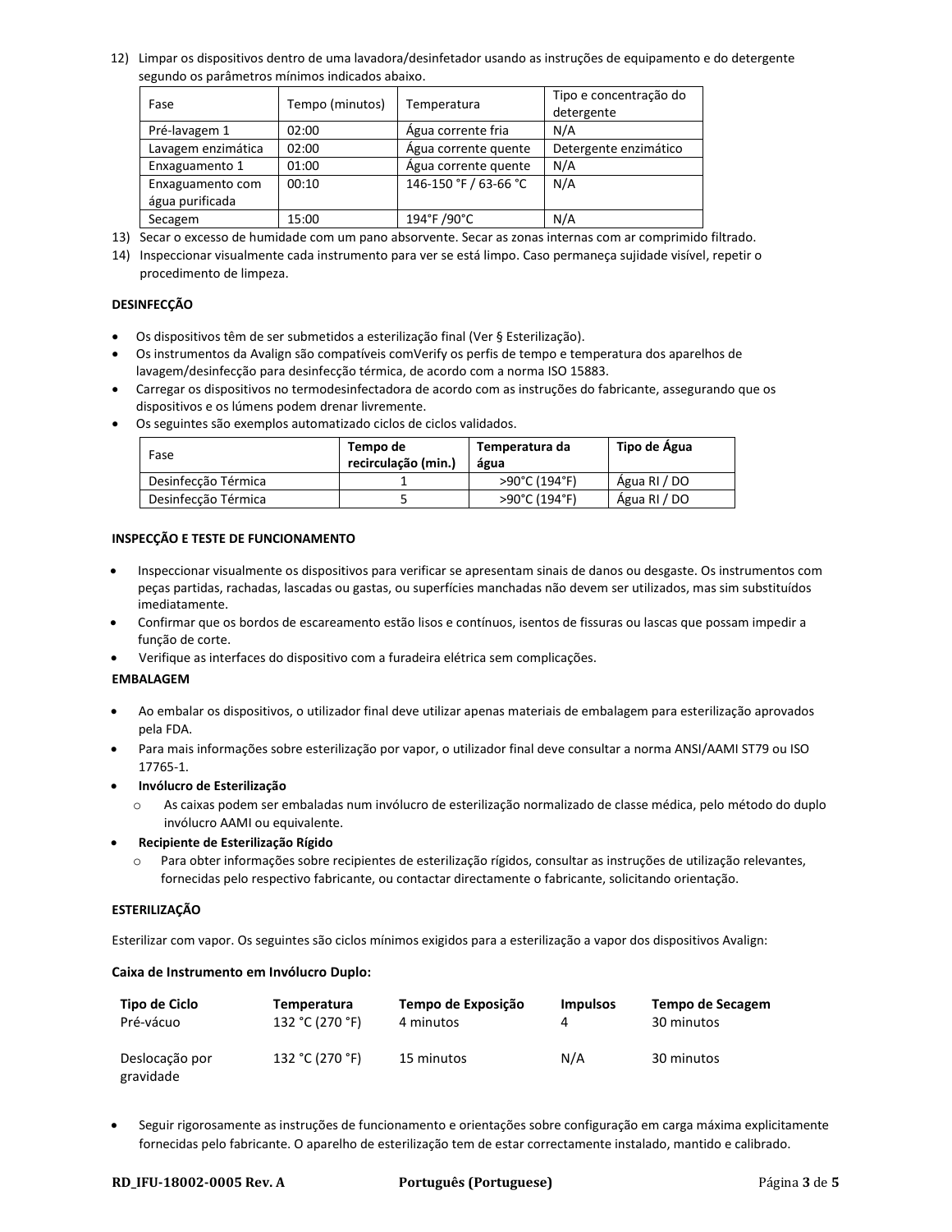12) Limpar os dispositivos dentro de uma lavadora/desinfetador usando as instruções de equipamento e do detergente segundo os parâmetros mínimos indicados abaixo.

| Fase | Tempo (minutos) | Temperatura | Tipo e concentração do detergente |
|---|---|---|---|
| Pré-lavagem 1 | 02:00 | Água corrente fria | N/A |
| Lavagem enzimática | 02:00 | Água corrente quente | Detergente enzimático |
| Enxaguamento 1 | 01:00 | Água corrente quente | N/A |
| Enxaguamento com água purificada | 00:10 | 146-150 °F / 63-66 °C | N/A |
| Secagem | 15:00 | 194°F /90°C | N/A |

13) Secar o excesso de humidade com um pano absorvente. Secar as zonas internas com ar comprimido filtrado.
14) Inspeccionar visualmente cada instrumento para ver se está limpo. Caso permaneça sujidade visível, repetir o procedimento de limpeza.

**DESINFECÇÃO**

- Os dispositivos têm de ser submetidos a esterilização final (Ver § Esterilização).
- Os instrumentos da Avalign são compatíveis comVerify os perfis de tempo e temperatura dos aparelhos de lavagem/desinfecção para desinfecção térmica, de acordo com a norma ISO 15883.
- Carregar os dispositivos no termodesinfectadora de acordo com as instruções do fabricante, assegurando que os dispositivos e os lúmens podem drenar livremente.
- Os seguintes são exemplos automatizado ciclos de ciclos validados.

| Fase | Tempo de recirculação (min.) | Temperatura da água | Tipo de Água |
|---|---|---|---|
| Desinfecção Térmica | 1 | >90°C (194°F) | Água RI / DO |
| Desinfecção Térmica | 5 | >90°C (194°F) | Água RI / DO |

**INSPECÇÃO E TESTE DE FUNCIONAMENTO**

- Inspeccionar visualmente os dispositivos para verificar se apresentam sinais de danos ou desgaste. Os instrumentos com peças partidas, rachadas, lascadas ou gastas, ou superfícies manchadas não devem ser utilizados, mas sim substituídos imediatamente.
- Confirmar que os bordos de escareamento estão lisos e contínuos, isentos de fissuras ou lascas que possam impedir a função de corte.
- Verifique as interfaces do dispositivo com a furadeira elétrica sem complicações.

**EMBALAGEM**

- Ao embalar os dispositivos, o utilizador final deve utilizar apenas materiais de embalagem para esterilização aprovados pela FDA.
- Para mais informações sobre esterilização por vapor, o utilizador final deve consultar a norma ANSI/AAMI ST79 ou ISO 17765-1.
- **Invólucro de Esterilização**
  - As caixas podem ser embaladas num invólucro de esterilização normalizado de classe médica, pelo método do duplo invólucro AAMI ou equivalente.
- **Recipiente de Esterilização Rígido**
  - Para obter informações sobre recipientes de esterilização rígidos, consultar as instruções de utilização relevantes, fornecidas pelo respectivo fabricante, ou contactar directamente o fabricante, solicitando orientação.

**ESTERILIZAÇÃO**

Esterilizar com vapor. Os seguintes são ciclos mínimos exigidos para a esterilização a vapor dos dispositivos Avalign:

**Caixa de Instrumento em Invólucro Duplo:**

| Tipo de Ciclo | Temperatura | Tempo de Exposição | Impulsos | Tempo de Secagem |
|---|---|---|---|---|
| Pré-vácuo | 132 °C (270 °F) | 4 minutos | 4 | 30 minutos |
| Deslocação por gravidade | 132 °C (270 °F) | 15 minutos | N/A | 30 minutos |

- Seguir rigorosamente as instruções de funcionamento e orientações sobre configuração em carga máxima explicitamente fornecidas pelo fabricante. O aparelho de esterilização tem de estar correctamente instalado, mantido e calibrado.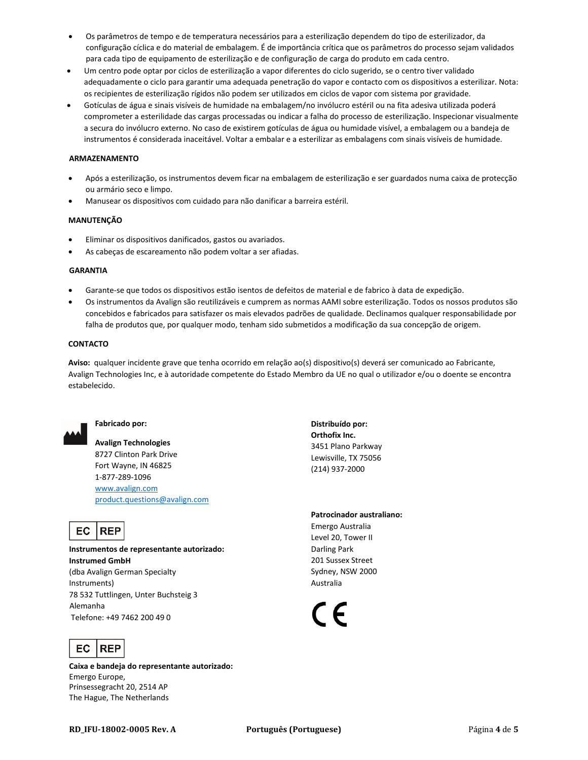- Os parâmetros de tempo e de temperatura necessários para a esterilização dependem do tipo de esterilizador, da configuração cíclica e do material de embalagem. É de importância crítica que os parâmetros do processo sejam validados para cada tipo de equipamento de esterilização e de configuração de carga do produto em cada centro.
- Um centro pode optar por ciclos de esterilização a vapor diferentes do ciclo sugerido, se o centro tiver validado adequadamente o ciclo para garantir uma adequada penetração do vapor e contacto com os dispositivos a esterilizar. Nota: os recipientes de esterilização rígidos não podem ser utilizados em ciclos de vapor com sistema por gravidade.
- Gotículas de água e sinais visíveis de humidade na embalagem/no invólucro estéril ou na fita adesiva utilizada poderá comprometer a esterilidade das cargas processadas ou indicar a falha do processo de esterilização. Inspecionar visualmente a secura do invólucro externo. No caso de existirem gotículas de água ou humidade visível, a embalagem ou a bandeja de instrumentos é considerada inaceitável. Voltar a embalar e a esterilizar as embalagens com sinais visíveis de humidade.

**ARMAZENAMENTO**

- Após a esterilização, os instrumentos devem ficar na embalagem de esterilização e ser guardados numa caixa de protecção ou armário seco e limpo.
- Manusear os dispositivos com cuidado para não danificar a barreira estéril.

**MANUTENÇÃO**

- Eliminar os dispositivos danificados, gastos ou avariados.
- As cabeças de escareamento não podem voltar a ser afiadas.

**GARANTIA**

- Garante-se que todos os dispositivos estão isentos de defeitos de material e de fabrico à data de expedição.
- Os instrumentos da Avalign são reutilizáveis e cumprem as normas AAMI sobre esterilização. Todos os nossos produtos são concebidos e fabricados para satisfazer os mais elevados padrões de qualidade. Declinamos qualquer responsabilidade por falha de produtos que, por qualquer modo, tenham sido submetidos a modificação da sua concepção de origem.

**CONTACTO**

**Aviso:** qualquer incidente grave que tenha ocorrido em relação ao(s) dispositivo(s) deverá ser comunicado ao Fabricante, Avalign Technologies Inc, e à autoridade competente do Estado Membro da UE no qual o utilizador e/ou o doente se encontra estabelecido.

**Fabricado por:**

**Avalign Technologies**
8727 Clinton Park Drive
Fort Wayne, IN 46825
1-877-289-1096
www.avalign.com
product.questions@avalign.com

**Distribuído por:**
**Orthofix Inc.**
3451 Plano Parkway
Lewisville, TX 75056
(214) 937-2000

EC REP

**Instrumentos de representante autorizado:**
**Instrumed GmbH**
(dba Avalign German Specialty Instruments)
78 532 Tuttlingen, Unter Buchsteig 3
Alemanha
Telefone: +49 7462 200 49 0

**Patrocinador australiano:**
Emergo Australia
Level 20, Tower II
Darling Park
201 Sussex Street
Sydney, NSW 2000
Australia

CE

EC REP

**Caixa e bandeja do representante autorizado:**
Emergo Europe,
Prinsessegracht 20, 2514 AP
The Hague, The Netherlands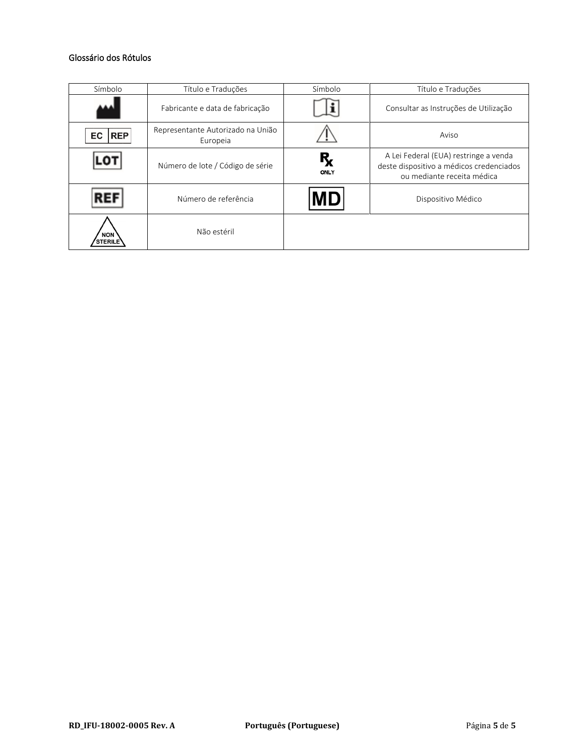### Glossário dos Rótulos

| Símbolo | Título e Traduções | Símbolo | Título e Traduções |
|---|---|---|---|
| | Fabricante e data de fabricação | | Consultar as Instruções de Utilização |
| EC REP | Representante Autorizado na União Europeia | | Aviso |
| LOT | Número de lote / Código de série | Rx ONLY | A Lei Federal (EUA) restringe a venda deste dispositivo a médicos credenciados ou mediante receita médica |
| REF | Número de referência | MD | Dispositivo Médico |
| NON STERILE | Não estéril | | |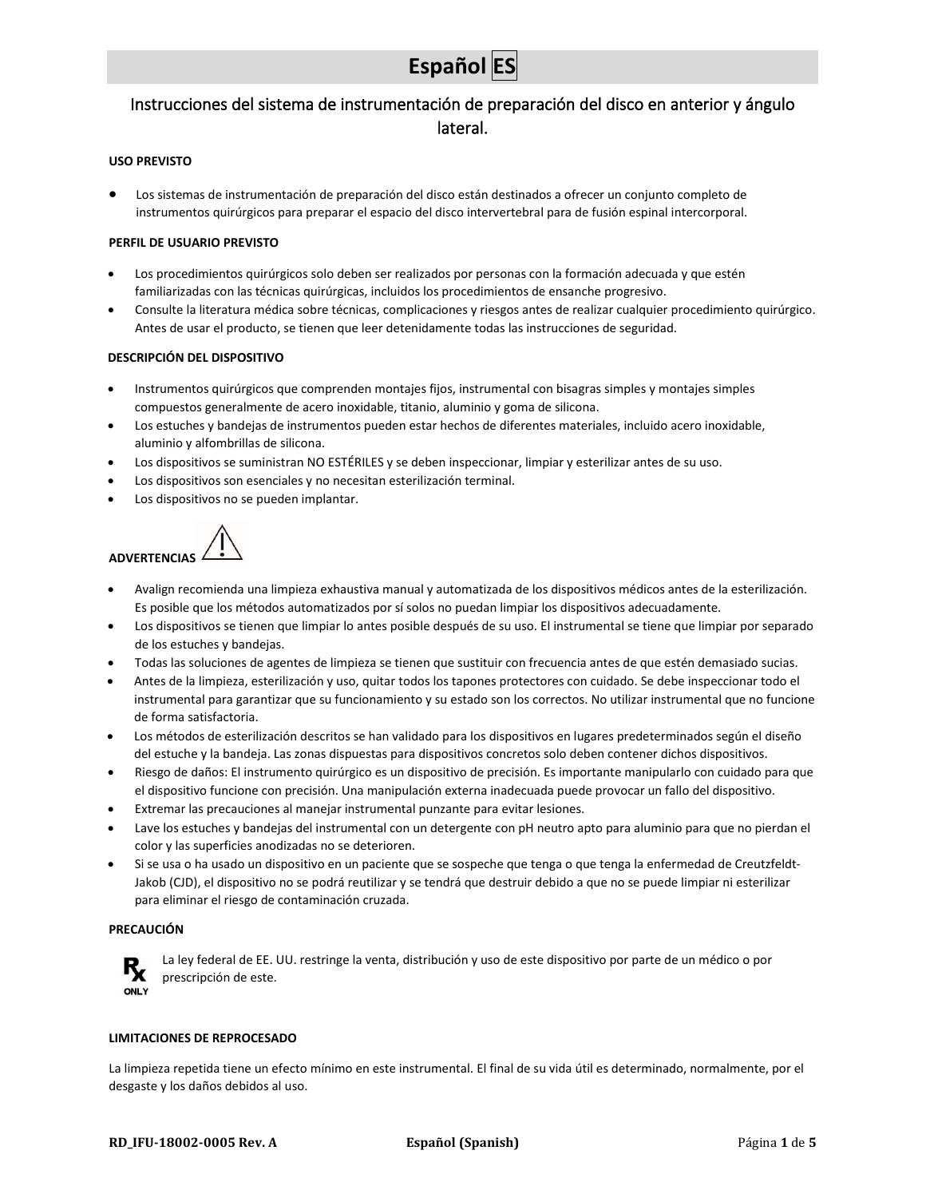# Español ES

## Instrucciones del sistema de instrumentación de preparación del disco en anterior y ángulo lateral.

**USO PREVISTO**

- Los sistemas de instrumentación de preparación del disco están destinados a ofrecer un conjunto completo de instrumentos quirúrgicos para preparar el espacio del disco intervertebral para de fusión espinal intercorporal.

**PERFIL DE USUARIO PREVISTO**

- Los procedimientos quirúrgicos solo deben ser realizados por personas con la formación adecuada y que estén familiarizadas con las técnicas quirúrgicas, incluidos los procedimientos de ensanche progresivo.
- Consulte la literatura médica sobre técnicas, complicaciones y riesgos antes de realizar cualquier procedimiento quirúrgico. Antes de usar el producto, se tienen que leer detenidamente todas las instrucciones de seguridad.

**DESCRIPCIÓN DEL DISPOSITIVO**

- Instrumentos quirúrgicos que comprenden montajes fijos, instrumental con bisagras simples y montajes simples compuestos generalmente de acero inoxidable, titanio, aluminio y goma de silicona.
- Los estuches y bandejas de instrumentos pueden estar hechos de diferentes materiales, incluido acero inoxidable, aluminio y alfombrillas de silicona.
- Los dispositivos se suministran NO ESTÉRILES y se deben inspeccionar, limpiar y esterilizar antes de su uso.
- Los dispositivos son esenciales y no necesitan esterilización terminal.
- Los dispositivos no se pueden implantar.

**ADVERTENCIAS** ⚠

- Avalign recomienda una limpieza exhaustiva manual y automatizada de los dispositivos médicos antes de la esterilización. Es posible que los métodos automatizados por sí solos no puedan limpiar los dispositivos adecuadamente.
- Los dispositivos se tienen que limpiar lo antes posible después de su uso. El instrumental se tiene que limpiar por separado de los estuches y bandejas.
- Todas las soluciones de agentes de limpieza se tienen que sustituir con frecuencia antes de que estén demasiado sucias.
- Antes de la limpieza, esterilización y uso, quitar todos los tapones protectores con cuidado. Se debe inspeccionar todo el instrumental para garantizar que su funcionamiento y su estado son los correctos. No utilizar instrumental que no funcione de forma satisfactoria.
- Los métodos de esterilización descritos se han validado para los dispositivos en lugares predeterminados según el diseño del estuche y la bandeja. Las zonas dispuestas para dispositivos concretos solo deben contener dichos dispositivos.
- Riesgo de daños: El instrumento quirúrgico es un dispositivo de precisión. Es importante manipularlo con cuidado para que el dispositivo funcione con precisión. Una manipulación externa inadecuada puede provocar un fallo del dispositivo.
- Extremar las precauciones al manejar instrumental punzante para evitar lesiones.
- Lave los estuches y bandejas del instrumental con un detergente con pH neutro apto para aluminio para que no pierdan el color y las superficies anodizadas no se deterioren.
- Si se usa o ha usado un dispositivo en un paciente que se sospeche que tenga o que tenga la enfermedad de Creutzfeldt-Jakob (CJD), el dispositivo no se podrá reutilizar y se tendrá que destruir debido a que no se puede limpiar ni esterilizar para eliminar el riesgo de contaminación cruzada.

**PRECAUCIÓN**

Rx ONLY — La ley federal de EE. UU. restringe la venta, distribución y uso de este dispositivo por parte de un médico o por prescripción de este.

**LIMITACIONES DE REPROCESADO**

La limpieza repetida tiene un efecto mínimo en este instrumental. El final de su vida útil es determinado, normalmente, por el desgaste y los daños debidos al uso.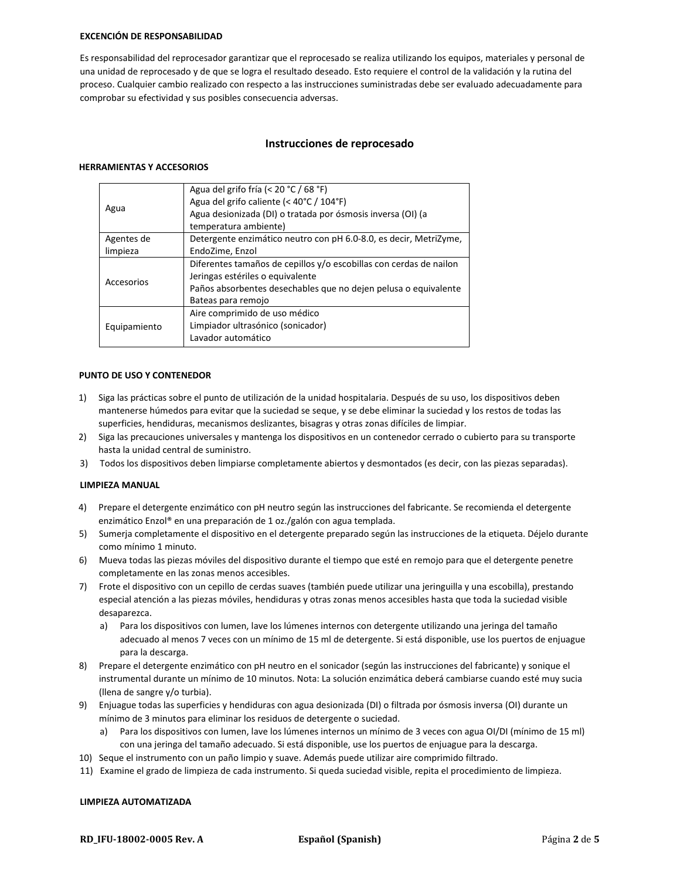**EXCENCIÓN DE RESPONSABILIDAD**

Es responsabilidad del reprocesador garantizar que el reprocesado se realiza utilizando los equipos, materiales y personal de una unidad de reprocesado y de que se logra el resultado deseado. Esto requiere el control de la validación y la rutina del proceso. Cualquier cambio realizado con respecto a las instrucciones suministradas debe ser evaluado adecuadamente para comprobar su efectividad y sus posibles consecuencia adversas.

## Instrucciones de reprocesado

**HERRAMIENTAS Y ACCESORIOS**

| | |
|---|---|
| Agua | Agua del grifo fría (< 20 °C / 68 °F)<br>Agua del grifo caliente (< 40°C / 104°F)<br>Agua desionizada (DI) o tratada por ósmosis inversa (OI) (a temperatura ambiente) |
| Agentes de limpieza | Detergente enzimático neutro con pH 6.0-8.0, es decir, MetriZyme, EndoZime, Enzol |
| Accesorios | Diferentes tamaños de cepillos y/o escobillas con cerdas de nailon<br>Jeringas estériles o equivalente<br>Paños absorbentes desechables que no dejen pelusa o equivalente<br>Bateas para remojo |
| Equipamiento | Aire comprimido de uso médico<br>Limpiador ultrasónico (sonicador)<br>Lavador automático |

**PUNTO DE USO Y CONTENEDOR**

1) Siga las prácticas sobre el punto de utilización de la unidad hospitalaria. Después de su uso, los dispositivos deben mantenerse húmedos para evitar que la suciedad se seque, y se debe eliminar la suciedad y los restos de todas las superficies, hendiduras, mecanismos deslizantes, bisagras y otras zonas difíciles de limpiar.
2) Siga las precauciones universales y mantenga los dispositivos en un contenedor cerrado o cubierto para su transporte hasta la unidad central de suministro.
3) Todos los dispositivos deben limpiarse completamente abiertos y desmontados (es decir, con las piezas separadas).

**LIMPIEZA MANUAL**

4) Prepare el detergente enzimático con pH neutro según las instrucciones del fabricante. Se recomienda el detergente enzimático Enzol® en una preparación de 1 oz./galón con agua templada.
5) Sumerja completamente el dispositivo en el detergente preparado según las instrucciones de la etiqueta. Déjelo durante como mínimo 1 minuto.
6) Mueva todas las piezas móviles del dispositivo durante el tiempo que esté en remojo para que el detergente penetre completamente en las zonas menos accesibles.
7) Frote el dispositivo con un cepillo de cerdas suaves (también puede utilizar una jeringuilla y una escobilla), prestando especial atención a las piezas móviles, hendiduras y otras zonas menos accesibles hasta que toda la suciedad visible desaparezca.
   a) Para los dispositivos con lumen, lave los lúmenes internos con detergente utilizando una jeringa del tamaño adecuado al menos 7 veces con un mínimo de 15 ml de detergente. Si está disponible, use los puertos de enjuague para la descarga.
8) Prepare el detergente enzimático con pH neutro en el sonicador (según las instrucciones del fabricante) y sonique el instrumental durante un mínimo de 10 minutos. Nota: La solución enzimática deberá cambiarse cuando esté muy sucia (llena de sangre y/o turbia).
9) Enjuague todas las superficies y hendiduras con agua desionizada (DI) o filtrada por ósmosis inversa (OI) durante un mínimo de 3 minutos para eliminar los residuos de detergente o suciedad.
   a) Para los dispositivos con lumen, lave los lúmenes internos un mínimo de 3 veces con agua OI/DI (mínimo de 15 ml) con una jeringa del tamaño adecuado. Si está disponible, use los puertos de enjuague para la descarga.
10) Seque el instrumento con un paño limpio y suave. Además puede utilizar aire comprimido filtrado.
11) Examine el grado de limpieza de cada instrumento. Si queda suciedad visible, repita el procedimiento de limpieza.

**LIMPIEZA AUTOMATIZADA**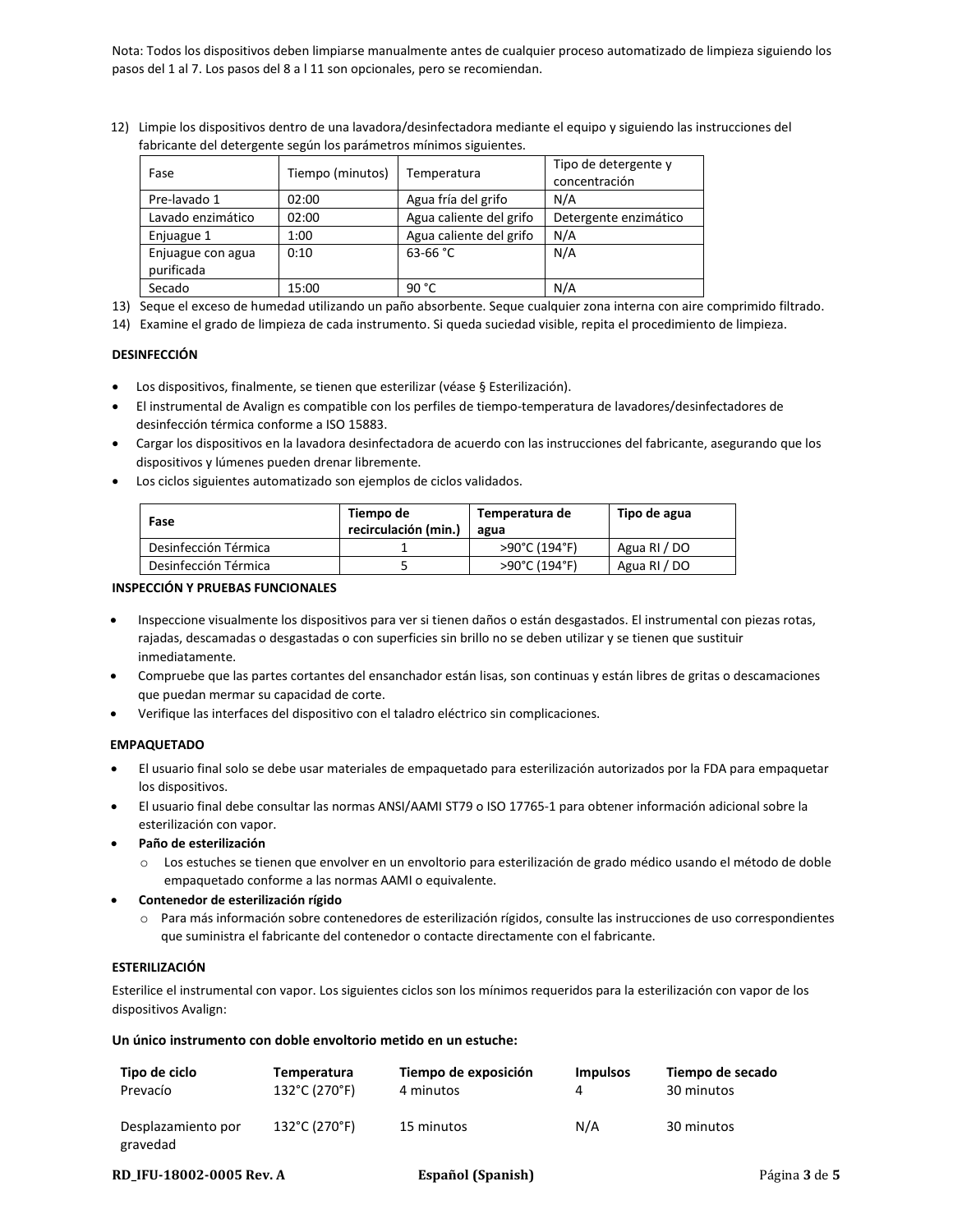Nota: Todos los dispositivos deben limpiarse manualmente antes de cualquier proceso automatizado de limpieza siguiendo los pasos del 1 al 7. Los pasos del 8 a l 11 son opcionales, pero se recomiendan.

12) Limpie los dispositivos dentro de una lavadora/desinfectadora mediante el equipo y siguiendo las instrucciones del fabricante del detergente según los parámetros mínimos siguientes.

| Fase | Tiempo (minutos) | Temperatura | Tipo de detergente y concentración |
|---|---|---|---|
| Pre-lavado 1 | 02:00 | Agua fría del grifo | N/A |
| Lavado enzimático | 02:00 | Agua caliente del grifo | Detergente enzimático |
| Enjuague 1 | 1:00 | Agua caliente del grifo | N/A |
| Enjuague con agua purificada | 0:10 | 63-66 °C | N/A |
| Secado | 15:00 | 90 °C | N/A |

13) Seque el exceso de humedad utilizando un paño absorbente. Seque cualquier zona interna con aire comprimido filtrado.
14) Examine el grado de limpieza de cada instrumento. Si queda suciedad visible, repita el procedimiento de limpieza.

**DESINFECCIÓN**

- Los dispositivos, finalmente, se tienen que esterilizar (véase § Esterilización).
- El instrumental de Avalign es compatible con los perfiles de tiempo-temperatura de lavadores/desinfectadores de desinfección térmica conforme a ISO 15883.
- Cargar los dispositivos en la lavadora desinfectadora de acuerdo con las instrucciones del fabricante, asegurando que los dispositivos y lúmenes pueden drenar libremente.
- Los ciclos siguientes automatizado son ejemplos de ciclos validados.

| Fase | Tiempo de recirculación (min.) | Temperatura de agua | Tipo de agua |
|---|---|---|---|
| Desinfección Térmica | 1 | >90°C (194°F) | Agua RI / DO |
| Desinfección Térmica | 5 | >90°C (194°F) | Agua RI / DO |

**INSPECCIÓN Y PRUEBAS FUNCIONALES**

- Inspeccione visualmente los dispositivos para ver si tienen daños o están desgastados. El instrumental con piezas rotas, rajadas, descamadas o desgastadas o con superficies sin brillo no se deben utilizar y se tienen que sustituir inmediatamente.
- Compruebe que las partes cortantes del ensanchador están lisas, son continuas y están libres de gritas o descamaciones que puedan mermar su capacidad de corte.
- Verifique las interfaces del dispositivo con el taladro eléctrico sin complicaciones.

**EMPAQUETADO**

- El usuario final solo se debe usar materiales de empaquetado para esterilización autorizados por la FDA para empaquetar los dispositivos.
- El usuario final debe consultar las normas ANSI/AAMI ST79 o ISO 17765-1 para obtener información adicional sobre la esterilización con vapor.
- **Paño de esterilización**
  - Los estuches se tienen que envolver en un envoltorio para esterilización de grado médico usando el método de doble empaquetado conforme a las normas AAMI o equivalente.
- **Contenedor de esterilización rígido**
  - Para más información sobre contenedores de esterilización rígidos, consulte las instrucciones de uso correspondientes que suministra el fabricante del contenedor o contacte directamente con el fabricante.

**ESTERILIZACIÓN**

Esterilice el instrumental con vapor. Los siguientes ciclos son los mínimos requeridos para la esterilización con vapor de los dispositivos Avalign:

**Un único instrumento con doble envoltorio metido en un estuche:**

| Tipo de ciclo | Temperatura | Tiempo de exposición | Impulsos | Tiempo de secado |
|---|---|---|---|---|
| Prevacío | 132°C (270°F) | 4 minutos | 4 | 30 minutos |
| Desplazamiento por gravedad | 132°C (270°F) | 15 minutos | N/A | 30 minutos |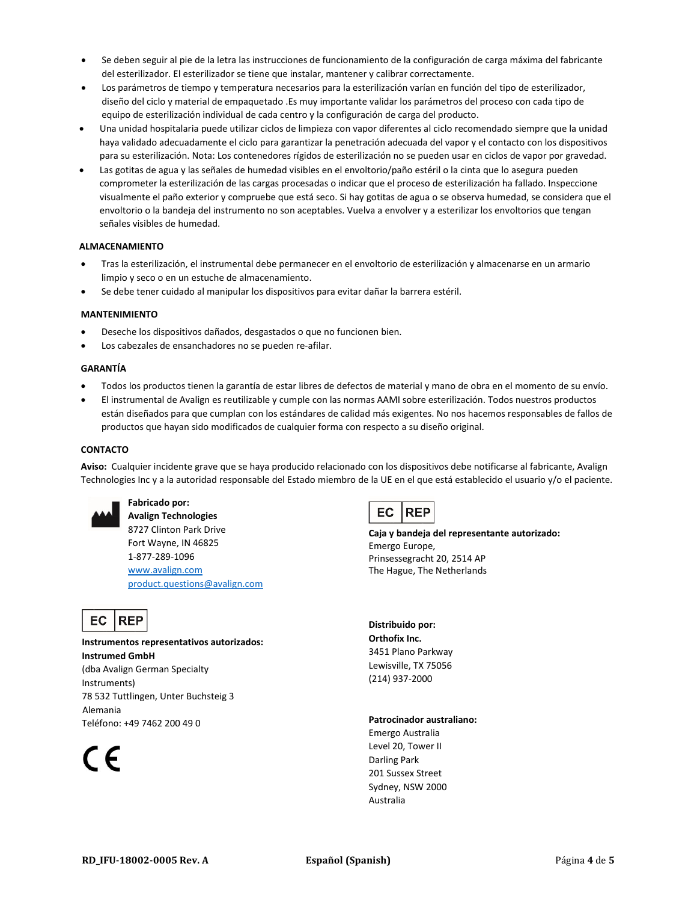- Se deben seguir al pie de la letra las instrucciones de funcionamiento de la configuración de carga máxima del fabricante del esterilizador. El esterilizador se tiene que instalar, mantener y calibrar correctamente.
- Los parámetros de tiempo y temperatura necesarios para la esterilización varían en función del tipo de esterilizador, diseño del ciclo y material de empaquetado .Es muy importante validar los parámetros del proceso con cada tipo de equipo de esterilización individual de cada centro y la configuración de carga del producto.
- Una unidad hospitalaria puede utilizar ciclos de limpieza con vapor diferentes al ciclo recomendado siempre que la unidad haya validado adecuadamente el ciclo para garantizar la penetración adecuada del vapor y el contacto con los dispositivos para su esterilización. Nota: Los contenedores rígidos de esterilización no se pueden usar en ciclos de vapor por gravedad.
- Las gotitas de agua y las señales de humedad visibles en el envoltorio/paño estéril o la cinta que lo asegura pueden comprometer la esterilización de las cargas procesadas o indicar que el proceso de esterilización ha fallado. Inspeccione visualmente el paño exterior y compruebe que está seco. Si hay gotitas de agua o se observa humedad, se considera que el envoltorio o la bandeja del instrumento no son aceptables. Vuelva a envolver y a esterilizar los envoltorios que tengan señales visibles de humedad.

**ALMACENAMIENTO**

- Tras la esterilización, el instrumental debe permanecer en el envoltorio de esterilización y almacenarse en un armario limpio y seco o en un estuche de almacenamiento.
- Se debe tener cuidado al manipular los dispositivos para evitar dañar la barrera estéril.

**MANTENIMIENTO**

- Deseche los dispositivos dañados, desgastados o que no funcionen bien.
- Los cabezales de ensanchadores no se pueden re-afilar.

**GARANTÍA**

- Todos los productos tienen la garantía de estar libres de defectos de material y mano de obra en el momento de su envío.
- El instrumental de Avalign es reutilizable y cumple con las normas AAMI sobre esterilización. Todos nuestros productos están diseñados para que cumplan con los estándares de calidad más exigentes. No nos hacemos responsables de fallos de productos que hayan sido modificados de cualquier forma con respecto a su diseño original.

**CONTACTO**

**Aviso:** Cualquier incidente grave que se haya producido relacionado con los dispositivos debe notificarse al fabricante, Avalign Technologies Inc y a la autoridad responsable del Estado miembro de la UE en el que está establecido el usuario y/o el paciente.

**Fabricado por:**
**Avalign Technologies**
8727 Clinton Park Drive
Fort Wayne, IN 46825
1-877-289-1096
www.avalign.com
product.questions@avalign.com

EC REP
**Caja y bandeja del representante autorizado:**
Emergo Europe,
Prinsessegracht 20, 2514 AP
The Hague, The Netherlands

EC REP
**Instrumentos representativos autorizados:**
**Instrumed GmbH**
(dba Avalign German Specialty Instruments)
78 532 Tuttlingen, Unter Buchsteig 3
Alemania
Teléfono: +49 7462 200 49 0

CE

**Distribuido por:**
**Orthofix Inc.**
3451 Plano Parkway
Lewisville, TX 75056
(214) 937-2000

**Patrocinador australiano:**
Emergo Australia
Level 20, Tower II
Darling Park
201 Sussex Street
Sydney, NSW 2000
Australia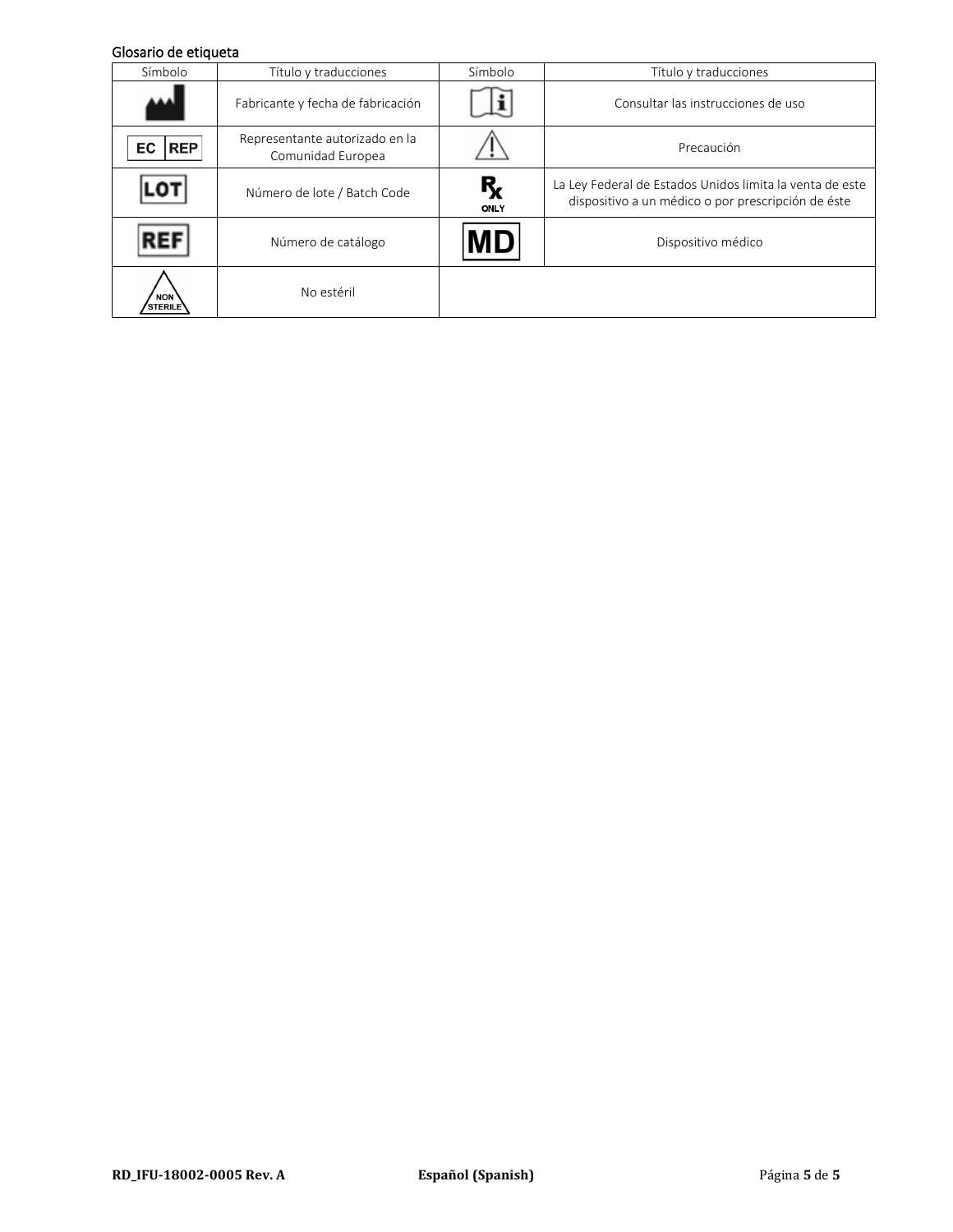## Glosario de etiqueta

| Símbolo | Título y traducciones | Símbolo | Título y traducciones |
|---|---|---|---|
| | Fabricante y fecha de fabricación | | Consultar las instrucciones de uso |
| EC REP | Representante autorizado en la Comunidad Europea | | Precaución |
| LOT | Número de lote / Batch Code | Rx ONLY | La Ley Federal de Estados Unidos limita la venta de este dispositivo a un médico o por prescripción de éste |
| REF | Número de catálogo | MD | Dispositivo médico |
| NON STERILE | No estéril | | |